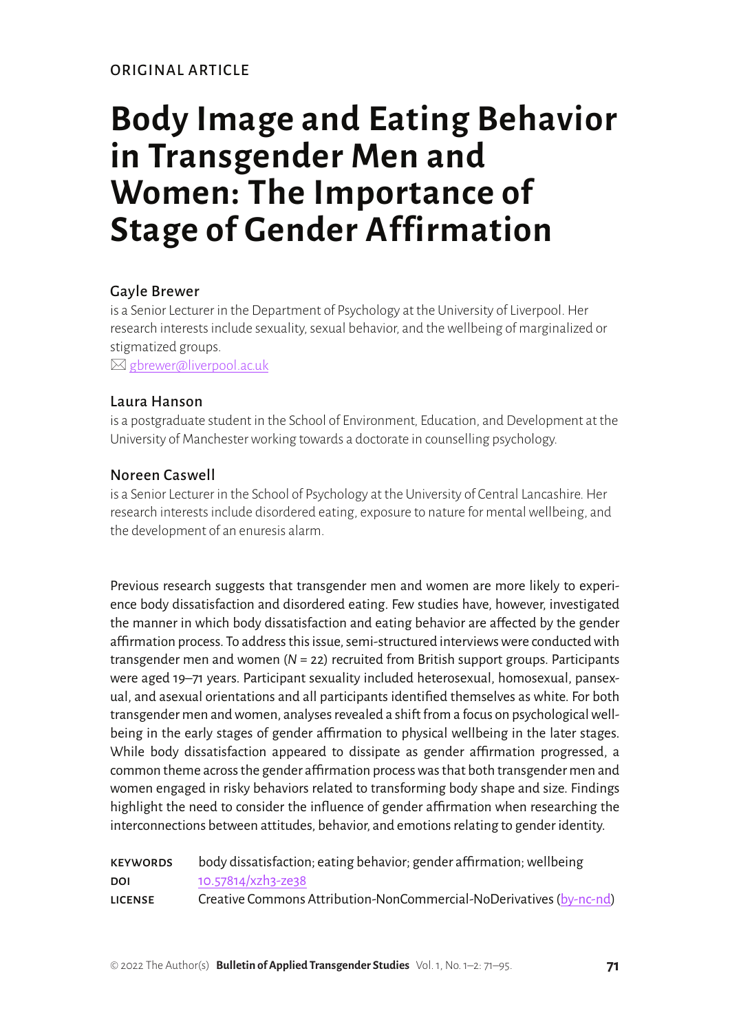ORIGINAL ARTICLE

# Body Image and Eating Behavior in Transgender Men and Women: The Importance of Stage of Gender Affirmation

## Gayle Brewer

is a Senior Lecturer in the Department of Psychology at the University of Liverpool. Her research interests include sexuality, sexual behavior, and the wellbeing of marginalized or stigmatized groups.

✉ gbrewer@liverpool.ac.uk

## Laura Hanson

is a postgraduate student in the School of Environment, Education, and Development at the University of Manchester working towards a doctorate in counselling psychology.

## Noreen Caswell

is a Senior Lecturer in the School of Psychology at the University of Central Lancashire. Her research interests include disordered eating, exposure to nature for mental wellbeing, and the development of an enuresis alarm.

Previous research suggests that transgender men and women are more likely to experience body dissatisfaction and disordered eating. Few studies have, however, investigated the manner in which body dissatisfaction and eating behavior are affected by the gender affirmation process. To address this issue, semi-structured interviews were conducted with transgender men and women (*N* = 22) recruited from British support groups. Participants were aged 19–71 years. Participant sexuality included heterosexual, homosexual, pansexual, and asexual orientations and all participants identified themselves as white. For both transgender men and women, analyses revealed a shift from a focus on psychological wellbeing in the early stages of gender affirmation to physical wellbeing in the later stages. While body dissatisfaction appeared to dissipate as gender affirmation progressed, a common theme across the gender affirmation process was that both transgender men and women engaged in risky behaviors related to transforming body shape and size. Findings highlight the need to consider the influence of gender affirmation when researching the interconnections between attitudes, behavior, and emotions relating to gender identity.

| | |
|---|---|
| **KEYWORDS** | body dissatisfaction; eating behavior; gender affirmation; wellbeing |
| **DOI** | 10.57814/xzh3-ze38 |
| **LICENSE** | Creative Commons Attribution-NonCommercial-NoDerivatives (by-nc-nd) |

© 2022 The Author(s)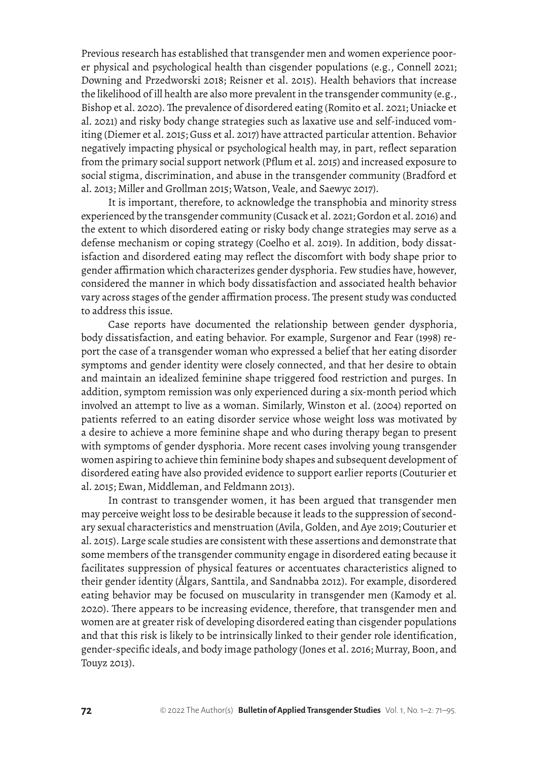Previous research has established that transgender men and women experience poorer physical and psychological health than cisgender populations (e.g., Connell 2021; Downing and Przedworski 2018; Reisner et al. 2015). Health behaviors that increase the likelihood of ill health are also more prevalent in the transgender community (e.g., Bishop et al. 2020). The prevalence of disordered eating (Romito et al. 2021; Uniacke et al. 2021) and risky body change strategies such as laxative use and self-induced vomiting (Diemer et al. 2015; Guss et al. 2017) have attracted particular attention. Behavior negatively impacting physical or psychological health may, in part, reflect separation from the primary social support network (Pflum et al. 2015) and increased exposure to social stigma, discrimination, and abuse in the transgender community (Bradford et al. 2013; Miller and Grollman 2015; Watson, Veale, and Saewyc 2017).

It is important, therefore, to acknowledge the transphobia and minority stress experienced by the transgender community (Cusack et al. 2021; Gordon et al. 2016) and the extent to which disordered eating or risky body change strategies may serve as a defense mechanism or coping strategy (Coelho et al. 2019). In addition, body dissatisfaction and disordered eating may reflect the discomfort with body shape prior to gender affirmation which characterizes gender dysphoria. Few studies have, however, considered the manner in which body dissatisfaction and associated health behavior vary across stages of the gender affirmation process. The present study was conducted to address this issue.

Case reports have documented the relationship between gender dysphoria, body dissatisfaction, and eating behavior. For example, Surgenor and Fear (1998) report the case of a transgender woman who expressed a belief that her eating disorder symptoms and gender identity were closely connected, and that her desire to obtain and maintain an idealized feminine shape triggered food restriction and purges. In addition, symptom remission was only experienced during a six-month period which involved an attempt to live as a woman. Similarly, Winston et al. (2004) reported on patients referred to an eating disorder service whose weight loss was motivated by a desire to achieve a more feminine shape and who during therapy began to present with symptoms of gender dysphoria. More recent cases involving young transgender women aspiring to achieve thin feminine body shapes and subsequent development of disordered eating have also provided evidence to support earlier reports (Couturier et al. 2015; Ewan, Middleman, and Feldmann 2013).

In contrast to transgender women, it has been argued that transgender men may perceive weight loss to be desirable because it leads to the suppression of secondary sexual characteristics and menstruation (Avila, Golden, and Aye 2019; Couturier et al. 2015). Large scale studies are consistent with these assertions and demonstrate that some members of the transgender community engage in disordered eating because it facilitates suppression of physical features or accentuates characteristics aligned to their gender identity (Ålgars, Santtila, and Sandnabba 2012). For example, disordered eating behavior may be focused on muscularity in transgender men (Kamody et al. 2020). There appears to be increasing evidence, therefore, that transgender men and women are at greater risk of developing disordered eating than cisgender populations and that this risk is likely to be intrinsically linked to their gender role identification, gender-specific ideals, and body image pathology (Jones et al. 2016; Murray, Boon, and Touyz 2013).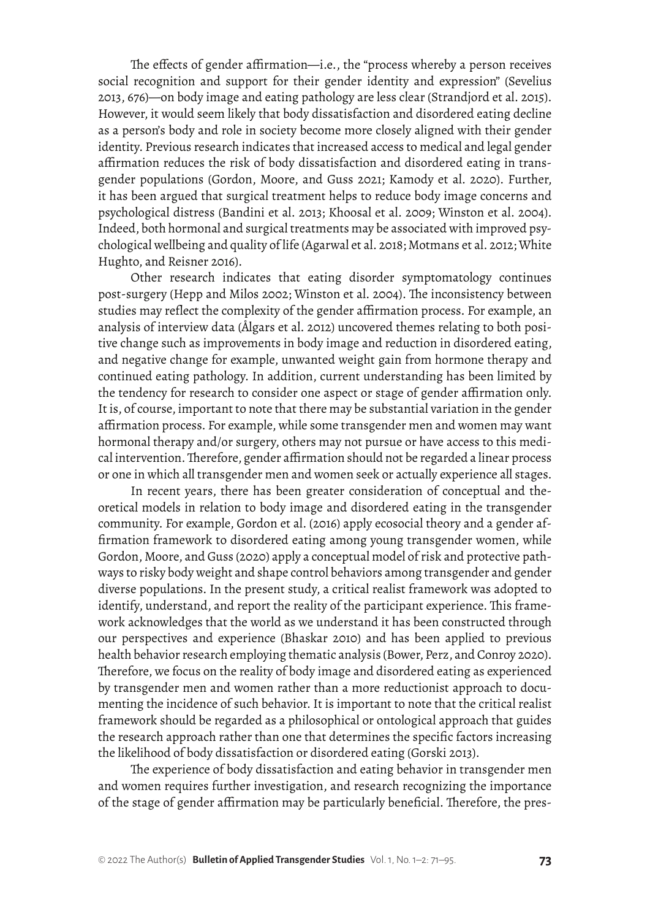The effects of gender affirmation—i.e., the "process whereby a person receives social recognition and support for their gender identity and expression" (Sevelius 2013, 676)—on body image and eating pathology are less clear (Strandjord et al. 2015). However, it would seem likely that body dissatisfaction and disordered eating decline as a person's body and role in society become more closely aligned with their gender identity. Previous research indicates that increased access to medical and legal gender affirmation reduces the risk of body dissatisfaction and disordered eating in transgender populations (Gordon, Moore, and Guss 2021; Kamody et al. 2020). Further, it has been argued that surgical treatment helps to reduce body image concerns and psychological distress (Bandini et al. 2013; Khoosal et al. 2009; Winston et al. 2004). Indeed, both hormonal and surgical treatments may be associated with improved psychological wellbeing and quality of life (Agarwal et al. 2018; Motmans et al. 2012; White Hughto, and Reisner 2016).

Other research indicates that eating disorder symptomatology continues post-surgery (Hepp and Milos 2002; Winston et al. 2004). The inconsistency between studies may reflect the complexity of the gender affirmation process. For example, an analysis of interview data (Ålgars et al. 2012) uncovered themes relating to both positive change such as improvements in body image and reduction in disordered eating, and negative change for example, unwanted weight gain from hormone therapy and continued eating pathology. In addition, current understanding has been limited by the tendency for research to consider one aspect or stage of gender affirmation only. It is, of course, important to note that there may be substantial variation in the gender affirmation process. For example, while some transgender men and women may want hormonal therapy and/or surgery, others may not pursue or have access to this medical intervention. Therefore, gender affirmation should not be regarded a linear process or one in which all transgender men and women seek or actually experience all stages.

In recent years, there has been greater consideration of conceptual and theoretical models in relation to body image and disordered eating in the transgender community. For example, Gordon et al. (2016) apply ecosocial theory and a gender affirmation framework to disordered eating among young transgender women, while Gordon, Moore, and Guss (2020) apply a conceptual model of risk and protective pathways to risky body weight and shape control behaviors among transgender and gender diverse populations. In the present study, a critical realist framework was adopted to identify, understand, and report the reality of the participant experience. This framework acknowledges that the world as we understand it has been constructed through our perspectives and experience (Bhaskar 2010) and has been applied to previous health behavior research employing thematic analysis (Bower, Perz, and Conroy 2020). Therefore, we focus on the reality of body image and disordered eating as experienced by transgender men and women rather than a more reductionist approach to documenting the incidence of such behavior. It is important to note that the critical realist framework should be regarded as a philosophical or ontological approach that guides the research approach rather than one that determines the specific factors increasing the likelihood of body dissatisfaction or disordered eating (Gorski 2013).

The experience of body dissatisfaction and eating behavior in transgender men and women requires further investigation, and research recognizing the importance of the stage of gender affirmation may be particularly beneficial. Therefore, the pres-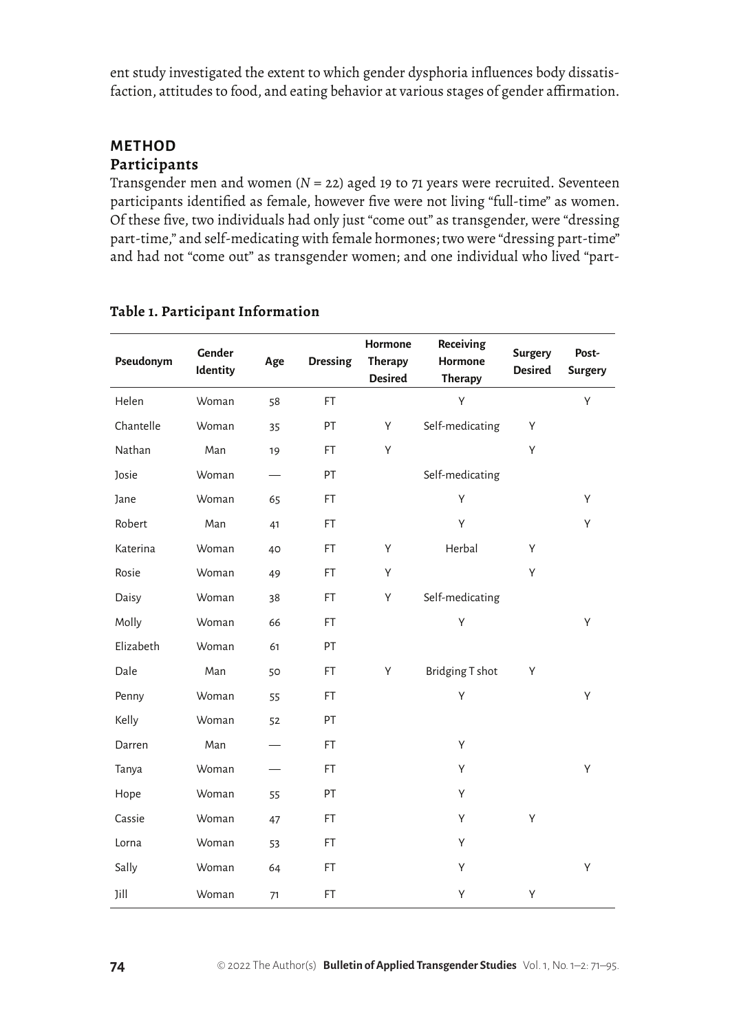ent study investigated the extent to which gender dysphoria influences body dissatisfaction, attitudes to food, and eating behavior at various stages of gender affirmation.

## METHOD

### Participants

Transgender men and women ($N$ = 22) aged 19 to 71 years were recruited. Seventeen participants identified as female, however five were not living "full-time" as women. Of these five, two individuals had only just "come out" as transgender, were "dressing part-time," and self-medicating with female hormones; two were "dressing part-time" and had not "come out" as transgender women; and one individual who lived "part-

**Table 1. Participant Information**

| Pseudonym | Gender Identity | Age | Dressing | Hormone Therapy Desired | Receiving Hormone Therapy | Surgery Desired | Post-Surgery |
|---|---|---|---|---|---|---|---|
| Helen | Woman | 58 | FT | | Y | | Y |
| Chantelle | Woman | 35 | PT | Y | Self-medicating | Y | |
| Nathan | Man | 19 | FT | Y | | Y | |
| Josie | Woman | — | PT | | Self-medicating | | |
| Jane | Woman | 65 | FT | | Y | | Y |
| Robert | Man | 41 | FT | | Y | | Y |
| Katerina | Woman | 40 | FT | Y | Herbal | Y | |
| Rosie | Woman | 49 | FT | Y | | Y | |
| Daisy | Woman | 38 | FT | Y | Self-medicating | | |
| Molly | Woman | 66 | FT | | Y | | Y |
| Elizabeth | Woman | 61 | PT | | | | |
| Dale | Man | 50 | FT | Y | Bridging T shot | Y | |
| Penny | Woman | 55 | FT | | Y | | Y |
| Kelly | Woman | 52 | PT | | | | |
| Darren | Man | — | FT | | Y | | |
| Tanya | Woman | — | FT | | Y | | Y |
| Hope | Woman | 55 | PT | | Y | | |
| Cassie | Woman | 47 | FT | | Y | Y | |
| Lorna | Woman | 53 | FT | | Y | | |
| Sally | Woman | 64 | FT | | Y | | Y |
| Jill | Woman | 71 | FT | | Y | Y | |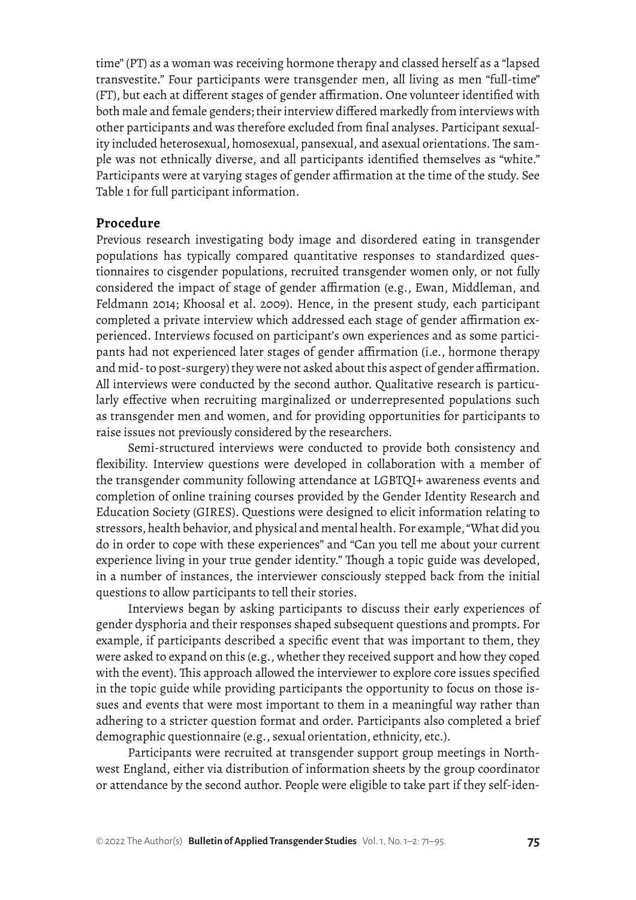time" (PT) as a woman was receiving hormone therapy and classed herself as a "lapsed transvestite." Four participants were transgender men, all living as men "full-time" (FT), but each at different stages of gender affirmation. One volunteer identified with both male and female genders; their interview differed markedly from interviews with other participants and was therefore excluded from final analyses. Participant sexuality included heterosexual, homosexual, pansexual, and asexual orientations. The sample was not ethnically diverse, and all participants identified themselves as "white." Participants were at varying stages of gender affirmation at the time of the study. See Table 1 for full participant information.

## Procedure

Previous research investigating body image and disordered eating in transgender populations has typically compared quantitative responses to standardized questionnaires to cisgender populations, recruited transgender women only, or not fully considered the impact of stage of gender affirmation (e.g., Ewan, Middleman, and Feldmann 2014; Khoosal et al. 2009). Hence, in the present study, each participant completed a private interview which addressed each stage of gender affirmation experienced. Interviews focused on participant's own experiences and as some participants had not experienced later stages of gender affirmation (i.e., hormone therapy and mid- to post-surgery) they were not asked about this aspect of gender affirmation. All interviews were conducted by the second author. Qualitative research is particularly effective when recruiting marginalized or underrepresented populations such as transgender men and women, and for providing opportunities for participants to raise issues not previously considered by the researchers.

Semi-structured interviews were conducted to provide both consistency and flexibility. Interview questions were developed in collaboration with a member of the transgender community following attendance at LGBTQI+ awareness events and completion of online training courses provided by the Gender Identity Research and Education Society (GIRES). Questions were designed to elicit information relating to stressors, health behavior, and physical and mental health. For example, "What did you do in order to cope with these experiences" and "Can you tell me about your current experience living in your true gender identity." Though a topic guide was developed, in a number of instances, the interviewer consciously stepped back from the initial questions to allow participants to tell their stories.

Interviews began by asking participants to discuss their early experiences of gender dysphoria and their responses shaped subsequent questions and prompts. For example, if participants described a specific event that was important to them, they were asked to expand on this (e.g., whether they received support and how they coped with the event). This approach allowed the interviewer to explore core issues specified in the topic guide while providing participants the opportunity to focus on those issues and events that were most important to them in a meaningful way rather than adhering to a stricter question format and order. Participants also completed a brief demographic questionnaire (e.g., sexual orientation, ethnicity, etc.).

Participants were recruited at transgender support group meetings in Northwest England, either via distribution of information sheets by the group coordinator or attendance by the second author. People were eligible to take part if they self-iden-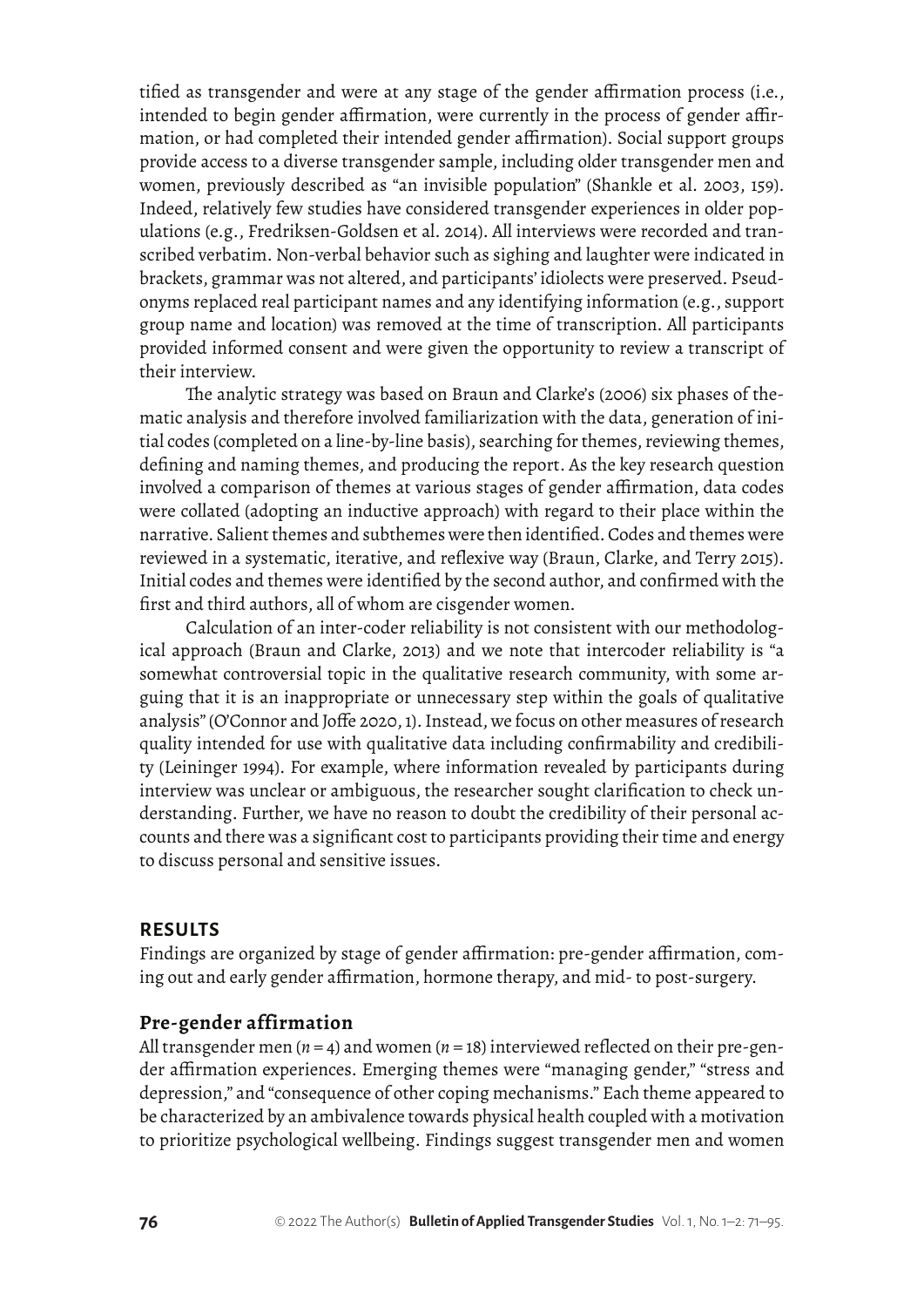tified as transgender and were at any stage of the gender affirmation process (i.e., intended to begin gender affirmation, were currently in the process of gender affirmation, or had completed their intended gender affirmation). Social support groups provide access to a diverse transgender sample, including older transgender men and women, previously described as "an invisible population" (Shankle et al. 2003, 159). Indeed, relatively few studies have considered transgender experiences in older populations (e.g., Fredriksen-Goldsen et al. 2014). All interviews were recorded and transcribed verbatim. Non-verbal behavior such as sighing and laughter were indicated in brackets, grammar was not altered, and participants' idiolects were preserved. Pseudonyms replaced real participant names and any identifying information (e.g., support group name and location) was removed at the time of transcription. All participants provided informed consent and were given the opportunity to review a transcript of their interview.

The analytic strategy was based on Braun and Clarke's (2006) six phases of thematic analysis and therefore involved familiarization with the data, generation of initial codes (completed on a line-by-line basis), searching for themes, reviewing themes, defining and naming themes, and producing the report. As the key research question involved a comparison of themes at various stages of gender affirmation, data codes were collated (adopting an inductive approach) with regard to their place within the narrative. Salient themes and subthemes were then identified. Codes and themes were reviewed in a systematic, iterative, and reflexive way (Braun, Clarke, and Terry 2015). Initial codes and themes were identified by the second author, and confirmed with the first and third authors, all of whom are cisgender women.

Calculation of an inter-coder reliability is not consistent with our methodological approach (Braun and Clarke, 2013) and we note that intercoder reliability is "a somewhat controversial topic in the qualitative research community, with some arguing that it is an inappropriate or unnecessary step within the goals of qualitative analysis" (O'Connor and Joffe 2020, 1). Instead, we focus on other measures of research quality intended for use with qualitative data including confirmability and credibility (Leininger 1994). For example, where information revealed by participants during interview was unclear or ambiguous, the researcher sought clarification to check understanding. Further, we have no reason to doubt the credibility of their personal accounts and there was a significant cost to participants providing their time and energy to discuss personal and sensitive issues.

## RESULTS

Findings are organized by stage of gender affirmation: pre-gender affirmation, coming out and early gender affirmation, hormone therapy, and mid- to post-surgery.

### Pre-gender affirmation

All transgender men ($n = 4$) and women ($n = 18$) interviewed reflected on their pre-gender affirmation experiences. Emerging themes were "managing gender," "stress and depression," and "consequence of other coping mechanisms." Each theme appeared to be characterized by an ambivalence towards physical health coupled with a motivation to prioritize psychological wellbeing. Findings suggest transgender men and women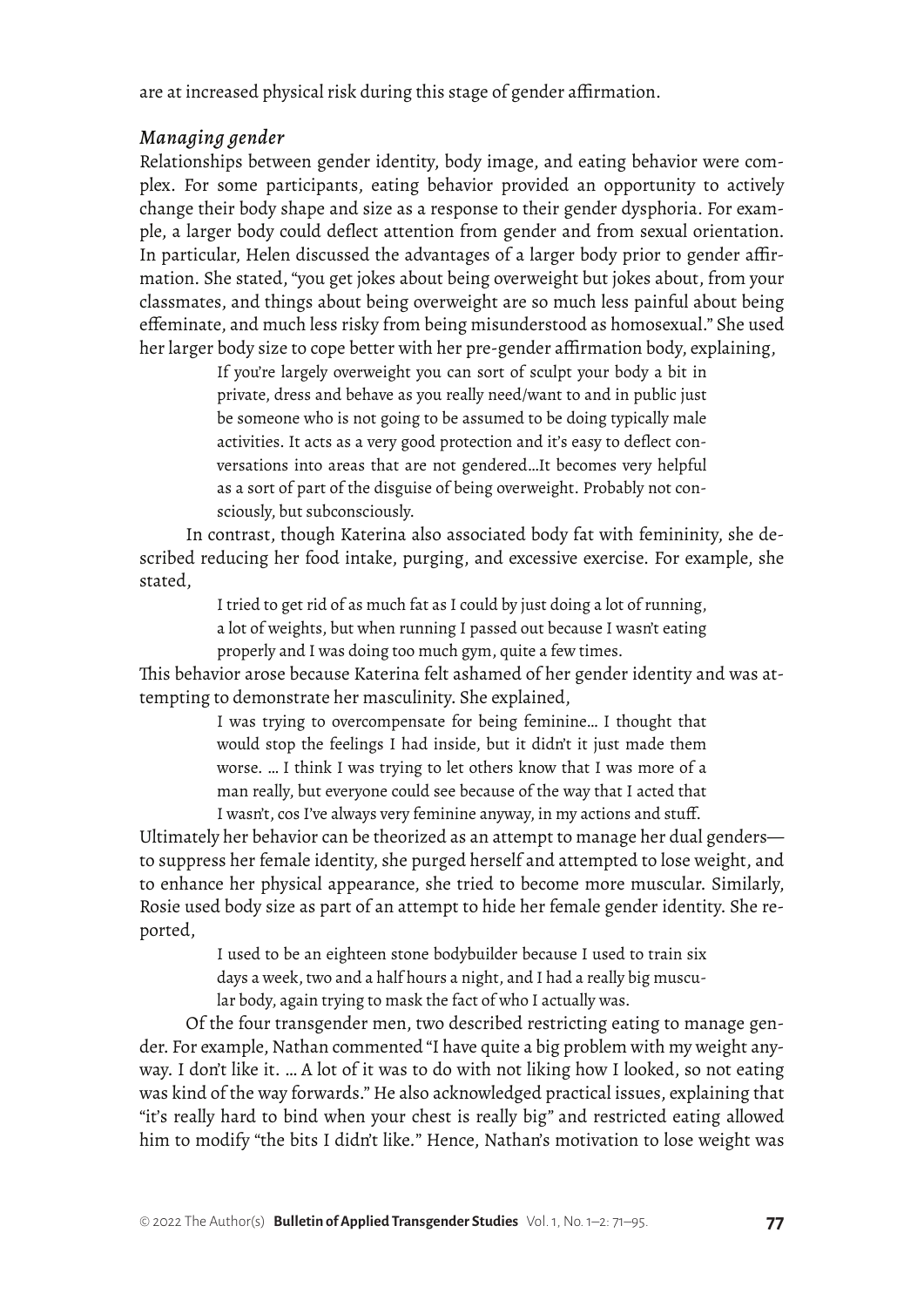are at increased physical risk during this stage of gender affirmation.

### *Managing gender*

Relationships between gender identity, body image, and eating behavior were complex. For some participants, eating behavior provided an opportunity to actively change their body shape and size as a response to their gender dysphoria. For example, a larger body could deflect attention from gender and from sexual orientation. In particular, Helen discussed the advantages of a larger body prior to gender affirmation. She stated, "you get jokes about being overweight but jokes about, from your classmates, and things about being overweight are so much less painful about being effeminate, and much less risky from being misunderstood as homosexual." She used her larger body size to cope better with her pre-gender affirmation body, explaining,

> If you're largely overweight you can sort of sculpt your body a bit in private, dress and behave as you really need/want to and in public just be someone who is not going to be assumed to be doing typically male activities. It acts as a very good protection and it's easy to deflect conversations into areas that are not gendered…It becomes very helpful as a sort of part of the disguise of being overweight. Probably not consciously, but subconsciously.

In contrast, though Katerina also associated body fat with femininity, she described reducing her food intake, purging, and excessive exercise. For example, she stated,

> I tried to get rid of as much fat as I could by just doing a lot of running, a lot of weights, but when running I passed out because I wasn't eating properly and I was doing too much gym, quite a few times.

This behavior arose because Katerina felt ashamed of her gender identity and was attempting to demonstrate her masculinity. She explained,

> I was trying to overcompensate for being feminine… I thought that would stop the feelings I had inside, but it didn't it just made them worse. … I think I was trying to let others know that I was more of a man really, but everyone could see because of the way that I acted that I wasn't, cos I've always very feminine anyway, in my actions and stuff.

Ultimately her behavior can be theorized as an attempt to manage her dual genders—to suppress her female identity, she purged herself and attempted to lose weight, and to enhance her physical appearance, she tried to become more muscular. Similarly, Rosie used body size as part of an attempt to hide her female gender identity. She reported,

> I used to be an eighteen stone bodybuilder because I used to train six days a week, two and a half hours a night, and I had a really big muscular body, again trying to mask the fact of who I actually was.

Of the four transgender men, two described restricting eating to manage gender. For example, Nathan commented "I have quite a big problem with my weight anyway. I don't like it. … A lot of it was to do with not liking how I looked, so not eating was kind of the way forwards." He also acknowledged practical issues, explaining that "it's really hard to bind when your chest is really big" and restricted eating allowed him to modify "the bits I didn't like." Hence, Nathan's motivation to lose weight was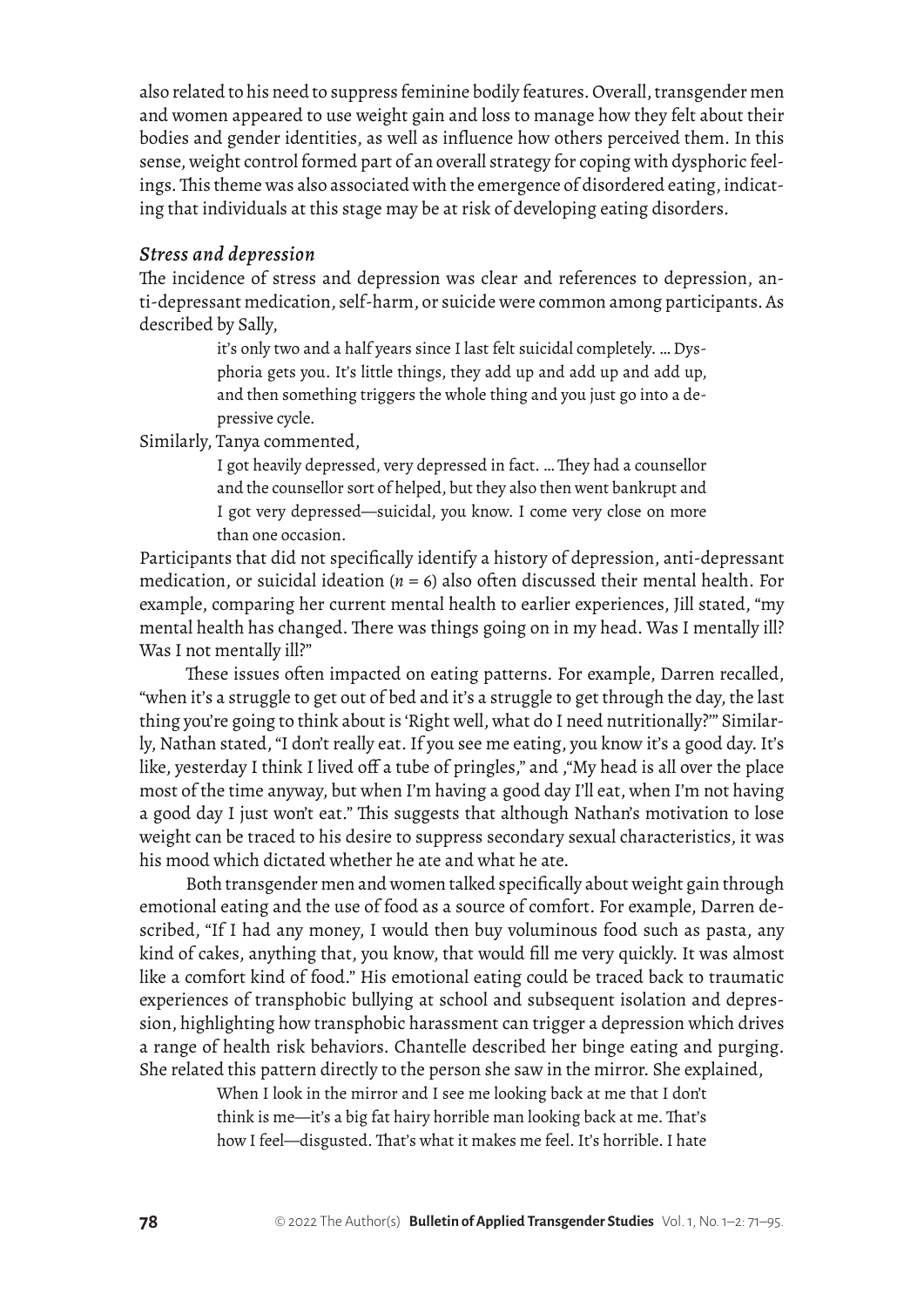also related to his need to suppress feminine bodily features. Overall, transgender men and women appeared to use weight gain and loss to manage how they felt about their bodies and gender identities, as well as influence how others perceived them. In this sense, weight control formed part of an overall strategy for coping with dysphoric feelings. This theme was also associated with the emergence of disordered eating, indicating that individuals at this stage may be at risk of developing eating disorders.

### *Stress and depression*

The incidence of stress and depression was clear and references to depression, anti-depressant medication, self-harm, or suicide were common among participants. As described by Sally,

> it's only two and a half years since I last felt suicidal completely. … Dysphoria gets you. It's little things, they add up and add up and add up, and then something triggers the whole thing and you just go into a depressive cycle.

Similarly, Tanya commented,

> I got heavily depressed, very depressed in fact. … They had a counsellor and the counsellor sort of helped, but they also then went bankrupt and I got very depressed—suicidal, you know. I come very close on more than one occasion.

Participants that did not specifically identify a history of depression, anti-depressant medication, or suicidal ideation ($n = 6$) also often discussed their mental health. For example, comparing her current mental health to earlier experiences, Jill stated, "my mental health has changed. There was things going on in my head. Was I mentally ill? Was I not mentally ill?"

These issues often impacted on eating patterns. For example, Darren recalled, "when it's a struggle to get out of bed and it's a struggle to get through the day, the last thing you're going to think about is 'Right well, what do I need nutritionally?'" Similarly, Nathan stated, "I don't really eat. If you see me eating, you know it's a good day. It's like, yesterday I think I lived off a tube of pringles," and ,"My head is all over the place most of the time anyway, but when I'm having a good day I'll eat, when I'm not having a good day I just won't eat." This suggests that although Nathan's motivation to lose weight can be traced to his desire to suppress secondary sexual characteristics, it was his mood which dictated whether he ate and what he ate.

Both transgender men and women talked specifically about weight gain through emotional eating and the use of food as a source of comfort. For example, Darren described, "If I had any money, I would then buy voluminous food such as pasta, any kind of cakes, anything that, you know, that would fill me very quickly. It was almost like a comfort kind of food." His emotional eating could be traced back to traumatic experiences of transphobic bullying at school and subsequent isolation and depression, highlighting how transphobic harassment can trigger a depression which drives a range of health risk behaviors. Chantelle described her binge eating and purging. She related this pattern directly to the person she saw in the mirror. She explained,

> When I look in the mirror and I see me looking back at me that I don't think is me—it's a big fat hairy horrible man looking back at me. That's how I feel—disgusted. That's what it makes me feel. It's horrible. I hate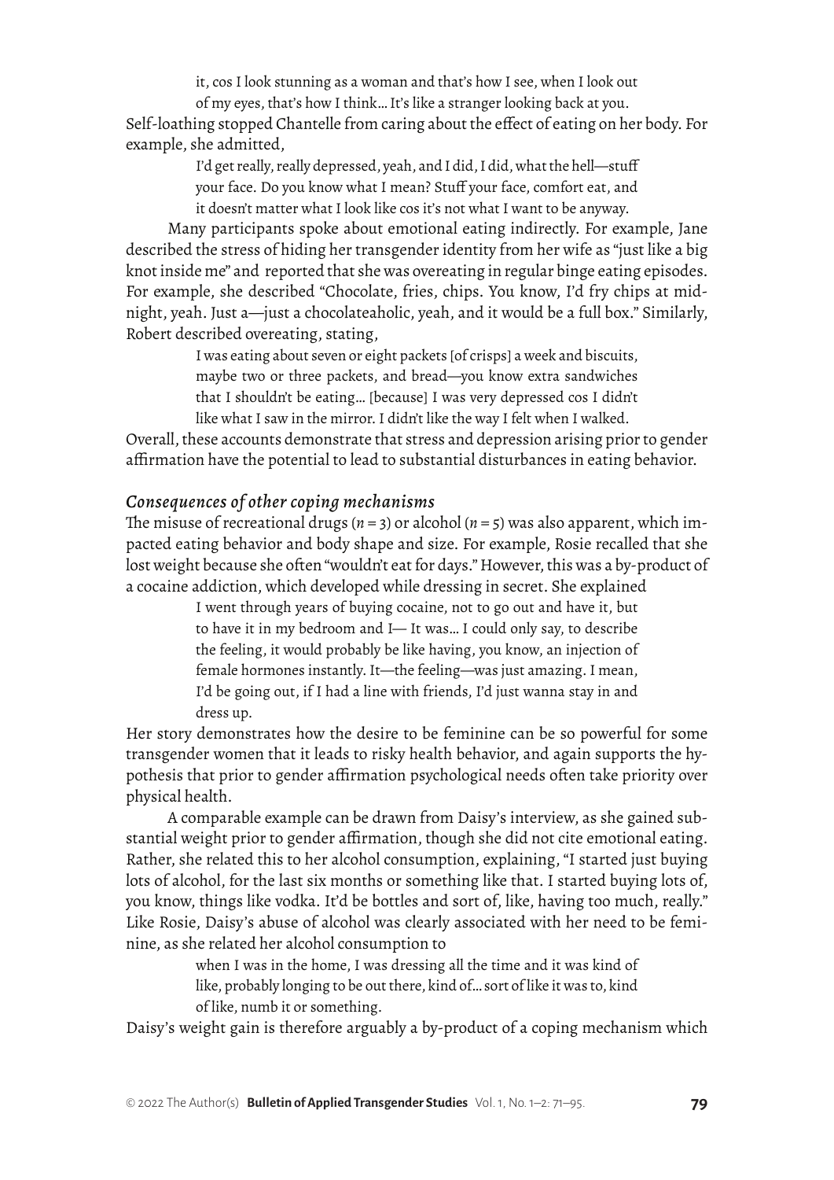> it, cos I look stunning as a woman and that's how I see, when I look out of my eyes, that's how I think… It's like a stranger looking back at you.

Self-loathing stopped Chantelle from caring about the effect of eating on her body. For example, she admitted,

> I'd get really, really depressed, yeah, and I did, I did, what the hell—stuff your face. Do you know what I mean? Stuff your face, comfort eat, and it doesn't matter what I look like cos it's not what I want to be anyway.

Many participants spoke about emotional eating indirectly. For example, Jane described the stress of hiding her transgender identity from her wife as "just like a big knot inside me" and reported that she was overeating in regular binge eating episodes. For example, she described "Chocolate, fries, chips. You know, I'd fry chips at midnight, yeah. Just a—just a chocolateaholic, yeah, and it would be a full box." Similarly, Robert described overeating, stating,

> I was eating about seven or eight packets [of crisps] a week and biscuits, maybe two or three packets, and bread—you know extra sandwiches that I shouldn't be eating… [because] I was very depressed cos I didn't like what I saw in the mirror. I didn't like the way I felt when I walked.

Overall, these accounts demonstrate that stress and depression arising prior to gender affirmation have the potential to lead to substantial disturbances in eating behavior.

### *Consequences of other coping mechanisms*

The misuse of recreational drugs ($n = 3$) or alcohol ($n = 5$) was also apparent, which impacted eating behavior and body shape and size. For example, Rosie recalled that she lost weight because she often "wouldn't eat for days." However, this was a by-product of a cocaine addiction, which developed while dressing in secret. She explained

> I went through years of buying cocaine, not to go out and have it, but to have it in my bedroom and I— It was… I could only say, to describe the feeling, it would probably be like having, you know, an injection of female hormones instantly. It—the feeling—was just amazing. I mean, I'd be going out, if I had a line with friends, I'd just wanna stay in and dress up.

Her story demonstrates how the desire to be feminine can be so powerful for some transgender women that it leads to risky health behavior, and again supports the hypothesis that prior to gender affirmation psychological needs often take priority over physical health.

A comparable example can be drawn from Daisy's interview, as she gained substantial weight prior to gender affirmation, though she did not cite emotional eating. Rather, she related this to her alcohol consumption, explaining, "I started just buying lots of alcohol, for the last six months or something like that. I started buying lots of, you know, things like vodka. It'd be bottles and sort of, like, having too much, really." Like Rosie, Daisy's abuse of alcohol was clearly associated with her need to be feminine, as she related her alcohol consumption to

> when I was in the home, I was dressing all the time and it was kind of like, probably longing to be out there, kind of… sort of like it was to, kind of like, numb it or something.

Daisy's weight gain is therefore arguably a by-product of a coping mechanism which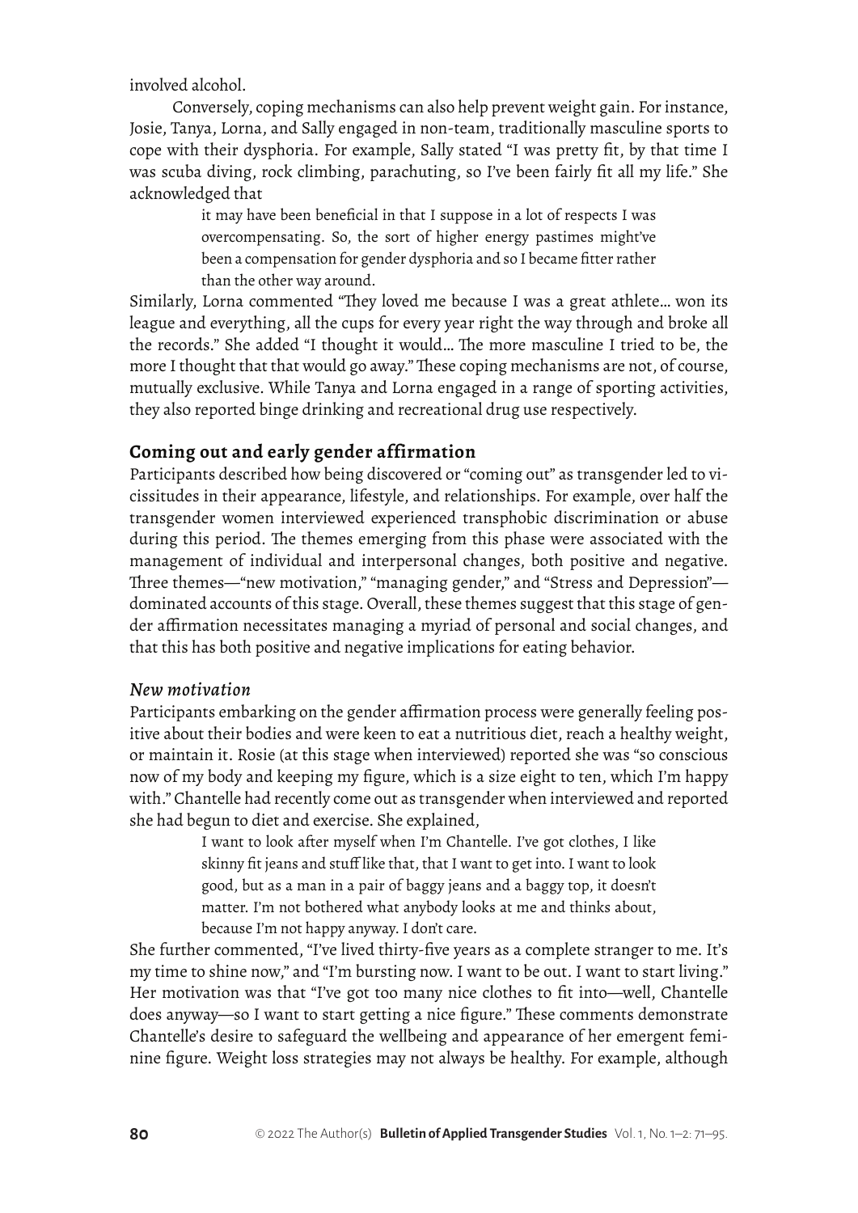involved alcohol.

Conversely, coping mechanisms can also help prevent weight gain. For instance, Josie, Tanya, Lorna, and Sally engaged in non-team, traditionally masculine sports to cope with their dysphoria. For example, Sally stated "I was pretty fit, by that time I was scuba diving, rock climbing, parachuting, so I've been fairly fit all my life." She acknowledged that

> it may have been beneficial in that I suppose in a lot of respects I was overcompensating. So, the sort of higher energy pastimes might've been a compensation for gender dysphoria and so I became fitter rather than the other way around.

Similarly, Lorna commented "They loved me because I was a great athlete… won its league and everything, all the cups for every year right the way through and broke all the records." She added "I thought it would… The more masculine I tried to be, the more I thought that that would go away." These coping mechanisms are not, of course, mutually exclusive. While Tanya and Lorna engaged in a range of sporting activities, they also reported binge drinking and recreational drug use respectively.

## Coming out and early gender affirmation

Participants described how being discovered or "coming out" as transgender led to vicissitudes in their appearance, lifestyle, and relationships. For example, over half the transgender women interviewed experienced transphobic discrimination or abuse during this period. The themes emerging from this phase were associated with the management of individual and interpersonal changes, both positive and negative. Three themes—"new motivation," "managing gender," and "Stress and Depression"—dominated accounts of this stage. Overall, these themes suggest that this stage of gender affirmation necessitates managing a myriad of personal and social changes, and that this has both positive and negative implications for eating behavior.

### *New motivation*

Participants embarking on the gender affirmation process were generally feeling positive about their bodies and were keen to eat a nutritious diet, reach a healthy weight, or maintain it. Rosie (at this stage when interviewed) reported she was "so conscious now of my body and keeping my figure, which is a size eight to ten, which I'm happy with." Chantelle had recently come out as transgender when interviewed and reported she had begun to diet and exercise. She explained,

> I want to look after myself when I'm Chantelle. I've got clothes, I like skinny fit jeans and stuff like that, that I want to get into. I want to look good, but as a man in a pair of baggy jeans and a baggy top, it doesn't matter. I'm not bothered what anybody looks at me and thinks about, because I'm not happy anyway. I don't care.

She further commented, "I've lived thirty-five years as a complete stranger to me. It's my time to shine now," and "I'm bursting now. I want to be out. I want to start living." Her motivation was that "I've got too many nice clothes to fit into—well, Chantelle does anyway—so I want to start getting a nice figure." These comments demonstrate Chantelle's desire to safeguard the wellbeing and appearance of her emergent feminine figure. Weight loss strategies may not always be healthy. For example, although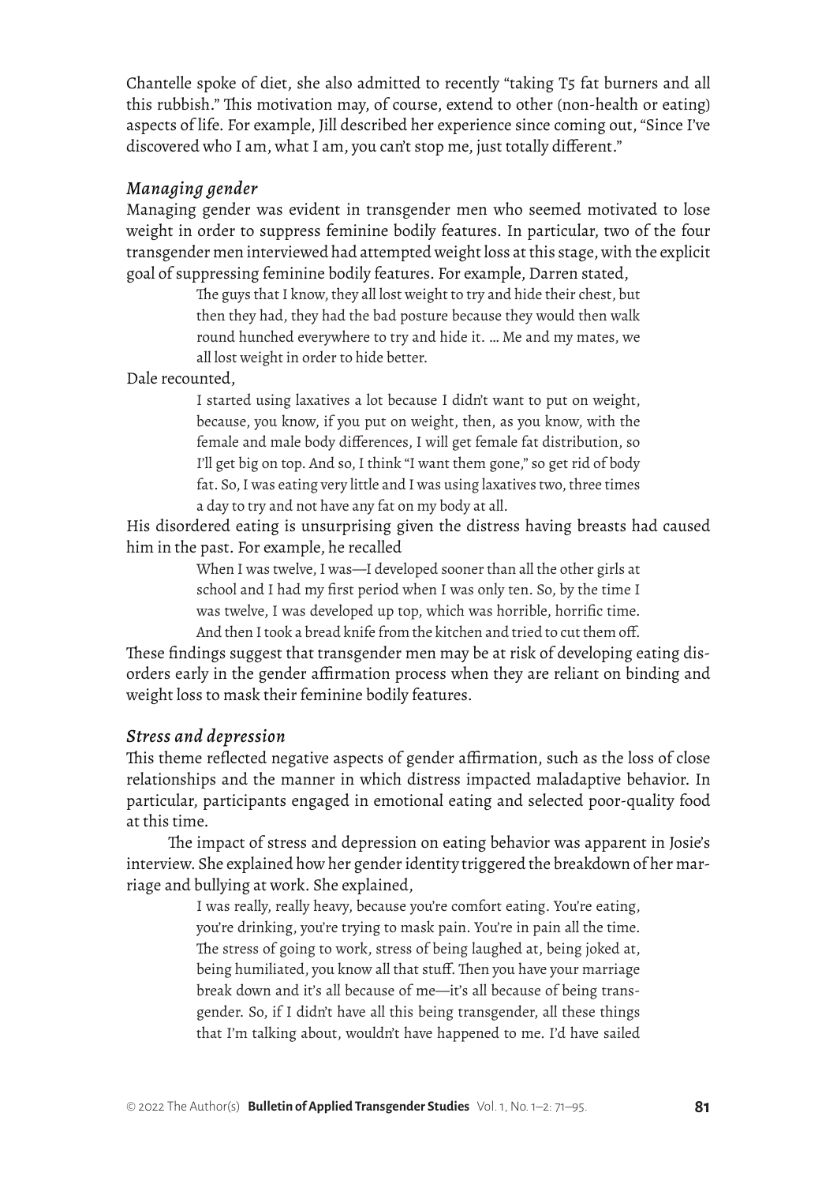Chantelle spoke of diet, she also admitted to recently "taking T5 fat burners and all this rubbish." This motivation may, of course, extend to other (non-health or eating) aspects of life. For example, Jill described her experience since coming out, "Since I've discovered who I am, what I am, you can't stop me, just totally different."

### *Managing gender*

Managing gender was evident in transgender men who seemed motivated to lose weight in order to suppress feminine bodily features. In particular, two of the four transgender men interviewed had attempted weight loss at this stage, with the explicit goal of suppressing feminine bodily features. For example, Darren stated,

> The guys that I know, they all lost weight to try and hide their chest, but then they had, they had the bad posture because they would then walk round hunched everywhere to try and hide it. … Me and my mates, we all lost weight in order to hide better.

Dale recounted,

> I started using laxatives a lot because I didn't want to put on weight, because, you know, if you put on weight, then, as you know, with the female and male body differences, I will get female fat distribution, so I'll get big on top. And so, I think "I want them gone," so get rid of body fat. So, I was eating very little and I was using laxatives two, three times a day to try and not have any fat on my body at all.

His disordered eating is unsurprising given the distress having breasts had caused him in the past. For example, he recalled

> When I was twelve, I was—I developed sooner than all the other girls at school and I had my first period when I was only ten. So, by the time I was twelve, I was developed up top, which was horrible, horrific time. And then I took a bread knife from the kitchen and tried to cut them off.

These findings suggest that transgender men may be at risk of developing eating disorders early in the gender affirmation process when they are reliant on binding and weight loss to mask their feminine bodily features.

### *Stress and depression*

This theme reflected negative aspects of gender affirmation, such as the loss of close relationships and the manner in which distress impacted maladaptive behavior. In particular, participants engaged in emotional eating and selected poor-quality food at this time.

The impact of stress and depression on eating behavior was apparent in Josie's interview. She explained how her gender identity triggered the breakdown of her marriage and bullying at work. She explained,

> I was really, really heavy, because you're comfort eating. You're eating, you're drinking, you're trying to mask pain. You're in pain all the time. The stress of going to work, stress of being laughed at, being joked at, being humiliated, you know all that stuff. Then you have your marriage break down and it's all because of me—it's all because of being transgender. So, if I didn't have all this being transgender, all these things that I'm talking about, wouldn't have happened to me. I'd have sailed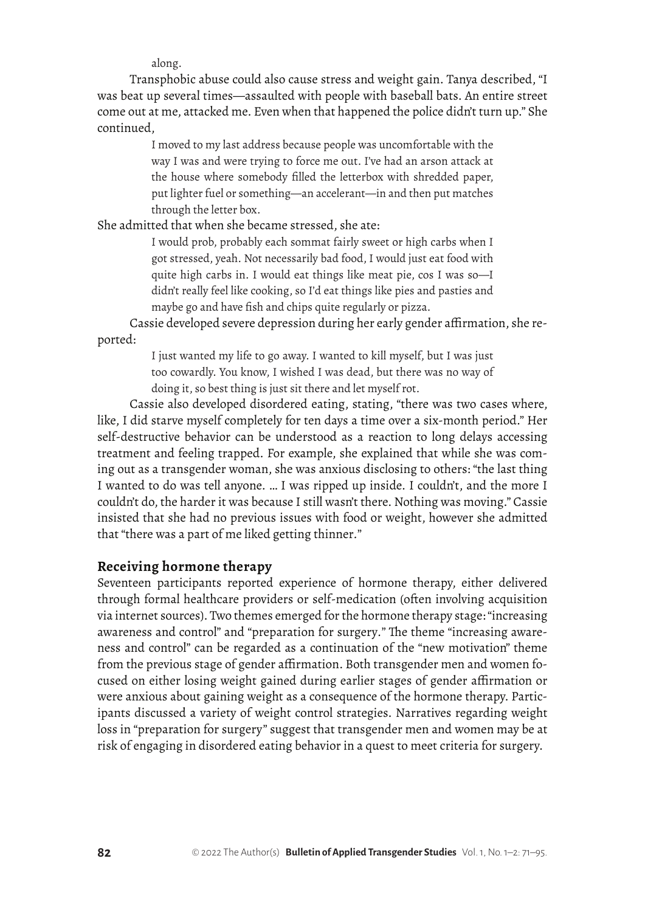along.

Transphobic abuse could also cause stress and weight gain. Tanya described, "I was beat up several times—assaulted with people with baseball bats. An entire street come out at me, attacked me. Even when that happened the police didn't turn up." She continued,

> I moved to my last address because people was uncomfortable with the way I was and were trying to force me out. I've had an arson attack at the house where somebody filled the letterbox with shredded paper, put lighter fuel or something—an accelerant—in and then put matches through the letter box.

She admitted that when she became stressed, she ate:

> I would prob, probably each sommat fairly sweet or high carbs when I got stressed, yeah. Not necessarily bad food, I would just eat food with quite high carbs in. I would eat things like meat pie, cos I was so—I didn't really feel like cooking, so I'd eat things like pies and pasties and maybe go and have fish and chips quite regularly or pizza.

Cassie developed severe depression during her early gender affirmation, she reported:

> I just wanted my life to go away. I wanted to kill myself, but I was just too cowardly. You know, I wished I was dead, but there was no way of doing it, so best thing is just sit there and let myself rot.

Cassie also developed disordered eating, stating, "there was two cases where, like, I did starve myself completely for ten days a time over a six-month period." Her self-destructive behavior can be understood as a reaction to long delays accessing treatment and feeling trapped. For example, she explained that while she was coming out as a transgender woman, she was anxious disclosing to others: "the last thing I wanted to do was tell anyone. … I was ripped up inside. I couldn't, and the more I couldn't do, the harder it was because I still wasn't there. Nothing was moving." Cassie insisted that she had no previous issues with food or weight, however she admitted that "there was a part of me liked getting thinner."

### Receiving hormone therapy

Seventeen participants reported experience of hormone therapy, either delivered through formal healthcare providers or self-medication (often involving acquisition via internet sources). Two themes emerged for the hormone therapy stage: "increasing awareness and control" and "preparation for surgery." The theme "increasing awareness and control" can be regarded as a continuation of the "new motivation" theme from the previous stage of gender affirmation. Both transgender men and women focused on either losing weight gained during earlier stages of gender affirmation or were anxious about gaining weight as a consequence of the hormone therapy. Participants discussed a variety of weight control strategies. Narratives regarding weight loss in "preparation for surgery" suggest that transgender men and women may be at risk of engaging in disordered eating behavior in a quest to meet criteria for surgery.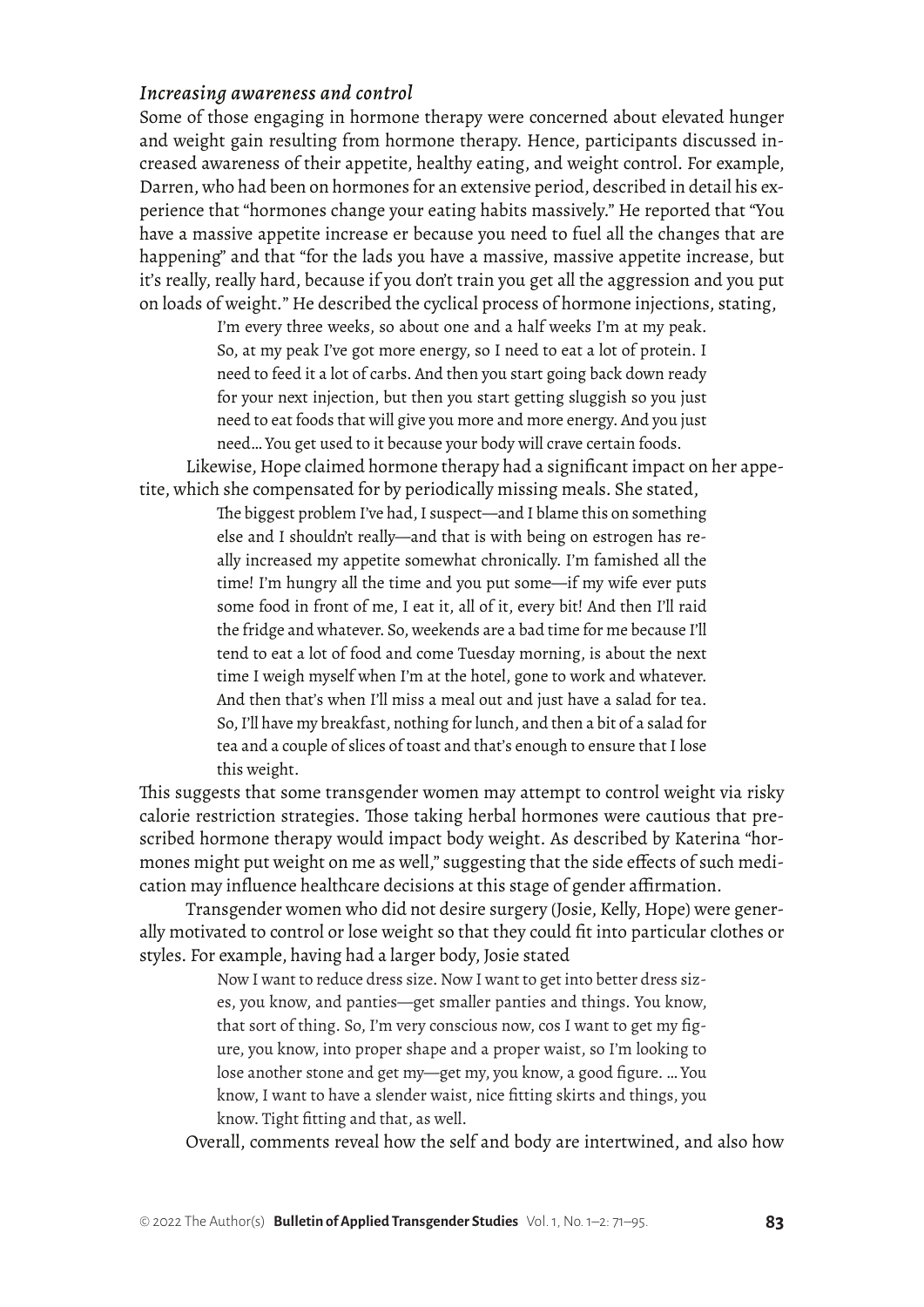### *Increasing awareness and control*

Some of those engaging in hormone therapy were concerned about elevated hunger and weight gain resulting from hormone therapy. Hence, participants discussed increased awareness of their appetite, healthy eating, and weight control. For example, Darren, who had been on hormones for an extensive period, described in detail his experience that "hormones change your eating habits massively." He reported that "You have a massive appetite increase er because you need to fuel all the changes that are happening" and that "for the lads you have a massive, massive appetite increase, but it's really, really hard, because if you don't train you get all the aggression and you put on loads of weight." He described the cyclical process of hormone injections, stating,

> I'm every three weeks, so about one and a half weeks I'm at my peak. So, at my peak I've got more energy, so I need to eat a lot of protein. I need to feed it a lot of carbs. And then you start going back down ready for your next injection, but then you start getting sluggish so you just need to eat foods that will give you more and more energy. And you just need… You get used to it because your body will crave certain foods.

Likewise, Hope claimed hormone therapy had a significant impact on her appetite, which she compensated for by periodically missing meals. She stated,

> The biggest problem I've had, I suspect—and I blame this on something else and I shouldn't really—and that is with being on estrogen has really increased my appetite somewhat chronically. I'm famished all the time! I'm hungry all the time and you put some—if my wife ever puts some food in front of me, I eat it, all of it, every bit! And then I'll raid the fridge and whatever. So, weekends are a bad time for me because I'll tend to eat a lot of food and come Tuesday morning, is about the next time I weigh myself when I'm at the hotel, gone to work and whatever. And then that's when I'll miss a meal out and just have a salad for tea. So, I'll have my breakfast, nothing for lunch, and then a bit of a salad for tea and a couple of slices of toast and that's enough to ensure that I lose this weight.

This suggests that some transgender women may attempt to control weight via risky calorie restriction strategies. Those taking herbal hormones were cautious that prescribed hormone therapy would impact body weight. As described by Katerina "hormones might put weight on me as well," suggesting that the side effects of such medication may influence healthcare decisions at this stage of gender affirmation.

Transgender women who did not desire surgery (Josie, Kelly, Hope) were generally motivated to control or lose weight so that they could fit into particular clothes or styles. For example, having had a larger body, Josie stated

> Now I want to reduce dress size. Now I want to get into better dress sizes, you know, and panties—get smaller panties and things. You know, that sort of thing. So, I'm very conscious now, cos I want to get my figure, you know, into proper shape and a proper waist, so I'm looking to lose another stone and get my—get my, you know, a good figure. … You know, I want to have a slender waist, nice fitting skirts and things, you know. Tight fitting and that, as well.

Overall, comments reveal how the self and body are intertwined, and also how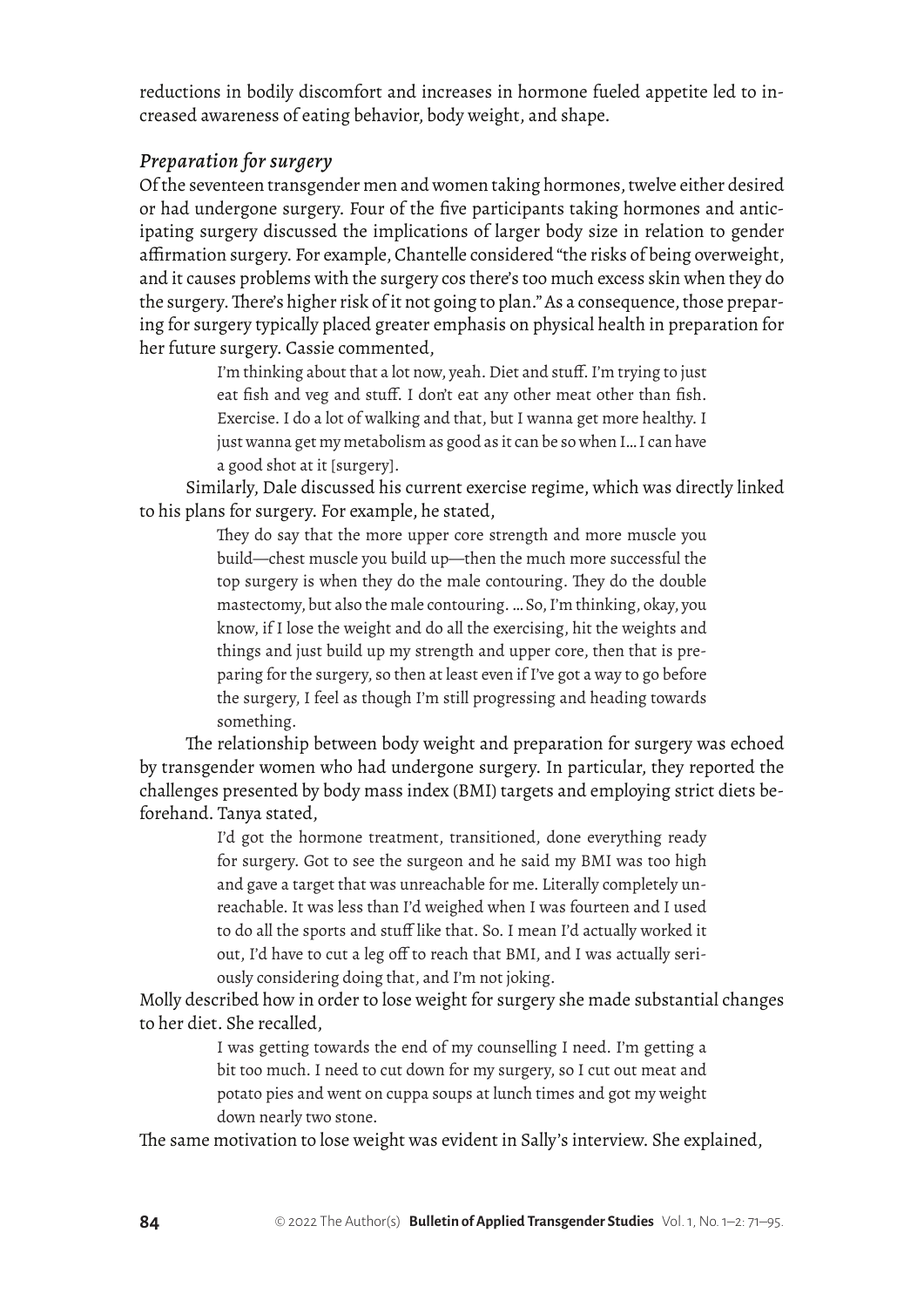reductions in bodily discomfort and increases in hormone fueled appetite led to increased awareness of eating behavior, body weight, and shape.

### *Preparation for surgery*

Of the seventeen transgender men and women taking hormones, twelve either desired or had undergone surgery. Four of the five participants taking hormones and anticipating surgery discussed the implications of larger body size in relation to gender affirmation surgery. For example, Chantelle considered "the risks of being overweight, and it causes problems with the surgery cos there's too much excess skin when they do the surgery. There's higher risk of it not going to plan." As a consequence, those preparing for surgery typically placed greater emphasis on physical health in preparation for her future surgery. Cassie commented,

> I'm thinking about that a lot now, yeah. Diet and stuff. I'm trying to just eat fish and veg and stuff. I don't eat any other meat other than fish. Exercise. I do a lot of walking and that, but I wanna get more healthy. I just wanna get my metabolism as good as it can be so when I… I can have a good shot at it [surgery].

Similarly, Dale discussed his current exercise regime, which was directly linked to his plans for surgery. For example, he stated,

> They do say that the more upper core strength and more muscle you build—chest muscle you build up—then the much more successful the top surgery is when they do the male contouring. They do the double mastectomy, but also the male contouring. … So, I'm thinking, okay, you know, if I lose the weight and do all the exercising, hit the weights and things and just build up my strength and upper core, then that is preparing for the surgery, so then at least even if I've got a way to go before the surgery, I feel as though I'm still progressing and heading towards something.

The relationship between body weight and preparation for surgery was echoed by transgender women who had undergone surgery. In particular, they reported the challenges presented by body mass index (BMI) targets and employing strict diets beforehand. Tanya stated,

> I'd got the hormone treatment, transitioned, done everything ready for surgery. Got to see the surgeon and he said my BMI was too high and gave a target that was unreachable for me. Literally completely unreachable. It was less than I'd weighed when I was fourteen and I used to do all the sports and stuff like that. So. I mean I'd actually worked it out, I'd have to cut a leg off to reach that BMI, and I was actually seriously considering doing that, and I'm not joking.

Molly described how in order to lose weight for surgery she made substantial changes to her diet. She recalled,

> I was getting towards the end of my counselling I need. I'm getting a bit too much. I need to cut down for my surgery, so I cut out meat and potato pies and went on cuppa soups at lunch times and got my weight down nearly two stone.

The same motivation to lose weight was evident in Sally's interview. She explained,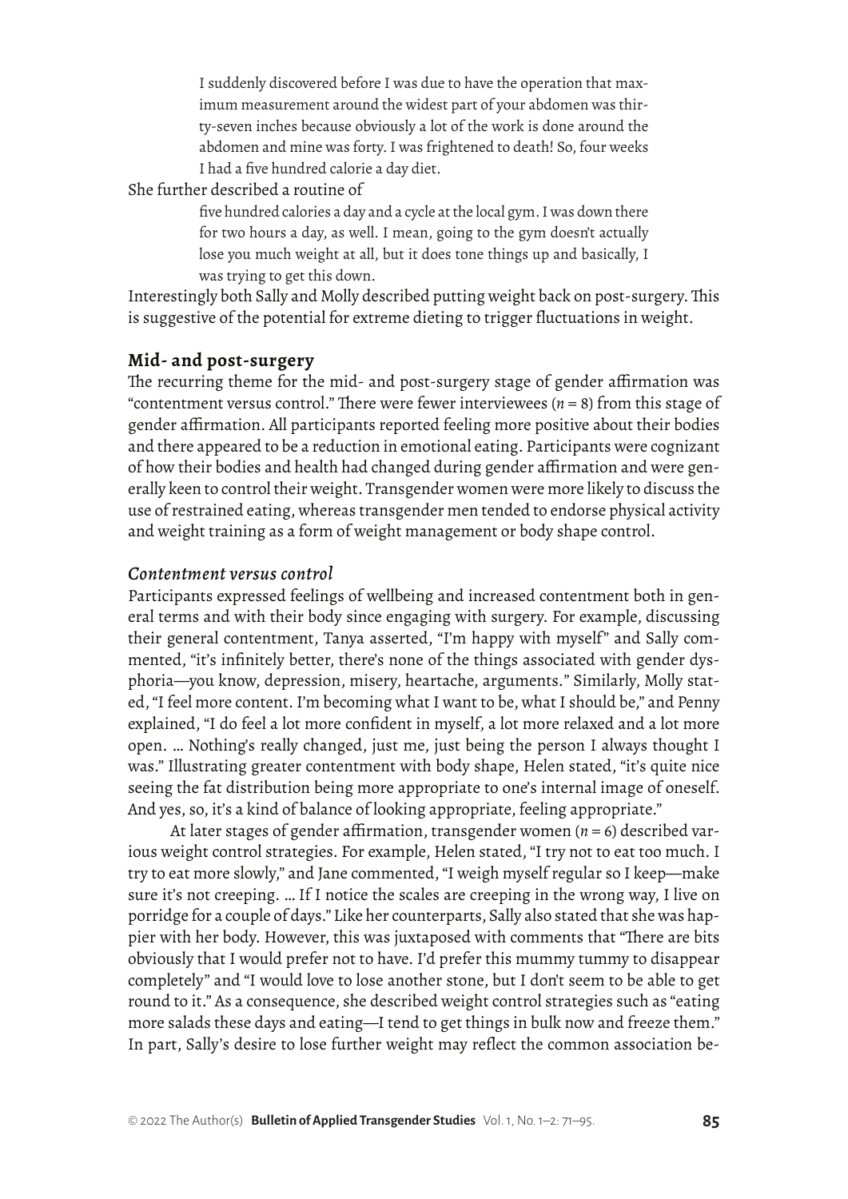> I suddenly discovered before I was due to have the operation that maximum measurement around the widest part of your abdomen was thirty-seven inches because obviously a lot of the work is done around the abdomen and mine was forty. I was frightened to death! So, four weeks I had a five hundred calorie a day diet.

She further described a routine of

> five hundred calories a day and a cycle at the local gym. I was down there for two hours a day, as well. I mean, going to the gym doesn't actually lose you much weight at all, but it does tone things up and basically, I was trying to get this down.

Interestingly both Sally and Molly described putting weight back on post-surgery. This is suggestive of the potential for extreme dieting to trigger fluctuations in weight.

## Mid- and post-surgery

The recurring theme for the mid- and post-surgery stage of gender affirmation was "contentment versus control." There were fewer interviewees (*n* = 8) from this stage of gender affirmation. All participants reported feeling more positive about their bodies and there appeared to be a reduction in emotional eating. Participants were cognizant of how their bodies and health had changed during gender affirmation and were generally keen to control their weight. Transgender women were more likely to discuss the use of restrained eating, whereas transgender men tended to endorse physical activity and weight training as a form of weight management or body shape control.

### *Contentment versus control*

Participants expressed feelings of wellbeing and increased contentment both in general terms and with their body since engaging with surgery. For example, discussing their general contentment, Tanya asserted, "I'm happy with myself" and Sally commented, "it's infinitely better, there's none of the things associated with gender dysphoria—you know, depression, misery, heartache, arguments." Similarly, Molly stated, "I feel more content. I'm becoming what I want to be, what I should be," and Penny explained, "I do feel a lot more confident in myself, a lot more relaxed and a lot more open. … Nothing's really changed, just me, just being the person I always thought I was." Illustrating greater contentment with body shape, Helen stated, "it's quite nice seeing the fat distribution being more appropriate to one's internal image of oneself. And yes, so, it's a kind of balance of looking appropriate, feeling appropriate."

At later stages of gender affirmation, transgender women (*n* = 6) described various weight control strategies. For example, Helen stated, "I try not to eat too much. I try to eat more slowly," and Jane commented, "I weigh myself regular so I keep—make sure it's not creeping. … If I notice the scales are creeping in the wrong way, I live on porridge for a couple of days." Like her counterparts, Sally also stated that she was happier with her body. However, this was juxtaposed with comments that "There are bits obviously that I would prefer not to have. I'd prefer this mummy tummy to disappear completely" and "I would love to lose another stone, but I don't seem to be able to get round to it." As a consequence, she described weight control strategies such as "eating more salads these days and eating—I tend to get things in bulk now and freeze them." In part, Sally's desire to lose further weight may reflect the common association be-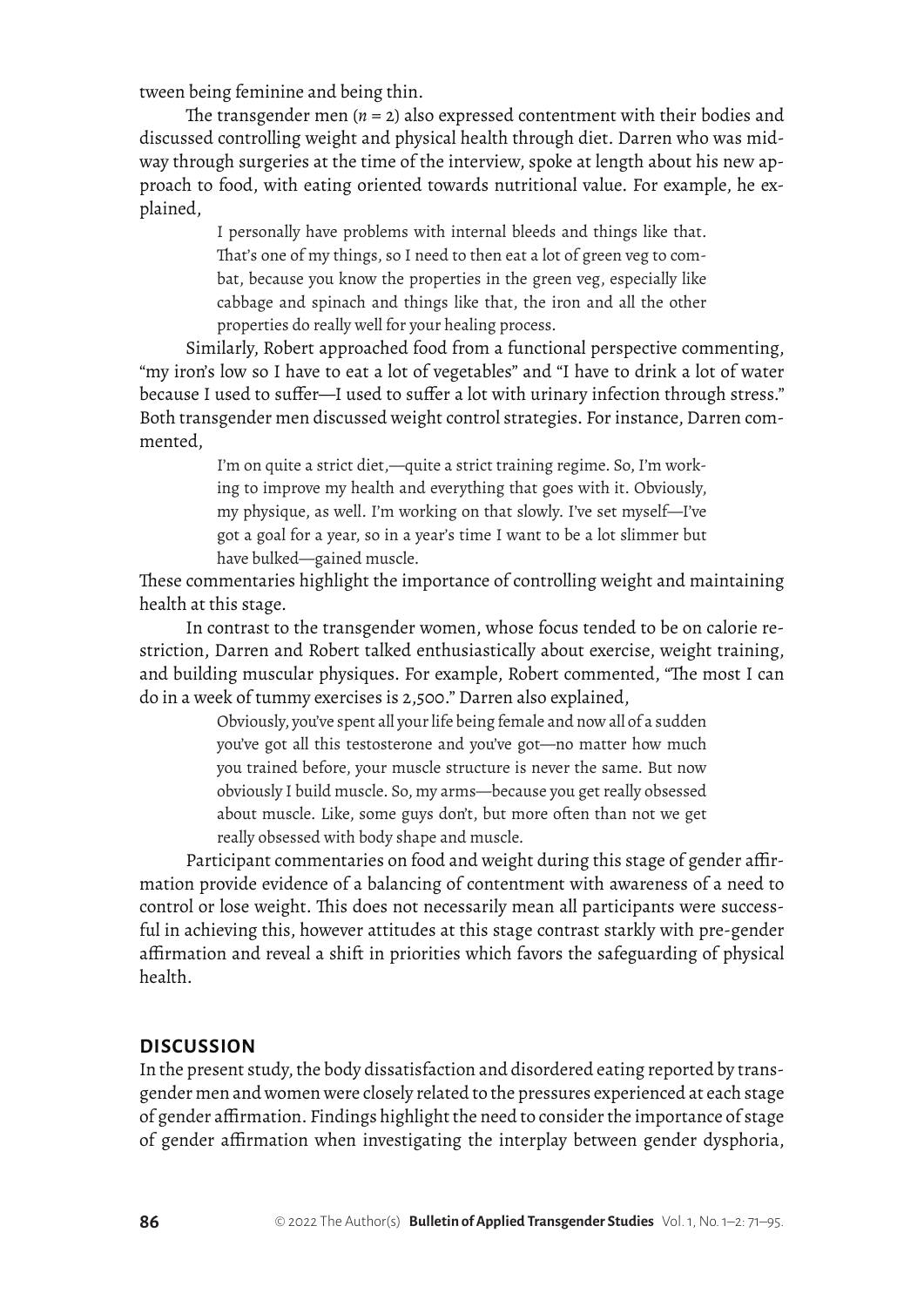tween being feminine and being thin.

The transgender men ($n = 2$) also expressed contentment with their bodies and discussed controlling weight and physical health through diet. Darren who was midway through surgeries at the time of the interview, spoke at length about his new approach to food, with eating oriented towards nutritional value. For example, he explained,

> I personally have problems with internal bleeds and things like that. That's one of my things, so I need to then eat a lot of green veg to combat, because you know the properties in the green veg, especially like cabbage and spinach and things like that, the iron and all the other properties do really well for your healing process.

Similarly, Robert approached food from a functional perspective commenting, "my iron's low so I have to eat a lot of vegetables" and "I have to drink a lot of water because I used to suffer—I used to suffer a lot with urinary infection through stress." Both transgender men discussed weight control strategies. For instance, Darren commented,

> I'm on quite a strict diet,—quite a strict training regime. So, I'm working to improve my health and everything that goes with it. Obviously, my physique, as well. I'm working on that slowly. I've set myself—I've got a goal for a year, so in a year's time I want to be a lot slimmer but have bulked—gained muscle.

These commentaries highlight the importance of controlling weight and maintaining health at this stage.

In contrast to the transgender women, whose focus tended to be on calorie restriction, Darren and Robert talked enthusiastically about exercise, weight training, and building muscular physiques. For example, Robert commented, "The most I can do in a week of tummy exercises is 2,500." Darren also explained,

> Obviously, you've spent all your life being female and now all of a sudden you've got all this testosterone and you've got—no matter how much you trained before, your muscle structure is never the same. But now obviously I build muscle. So, my arms—because you get really obsessed about muscle. Like, some guys don't, but more often than not we get really obsessed with body shape and muscle.

Participant commentaries on food and weight during this stage of gender affirmation provide evidence of a balancing of contentment with awareness of a need to control or lose weight. This does not necessarily mean all participants were successful in achieving this, however attitudes at this stage contrast starkly with pre-gender affirmation and reveal a shift in priorities which favors the safeguarding of physical health.

## DISCUSSION

In the present study, the body dissatisfaction and disordered eating reported by transgender men and women were closely related to the pressures experienced at each stage of gender affirmation. Findings highlight the need to consider the importance of stage of gender affirmation when investigating the interplay between gender dysphoria,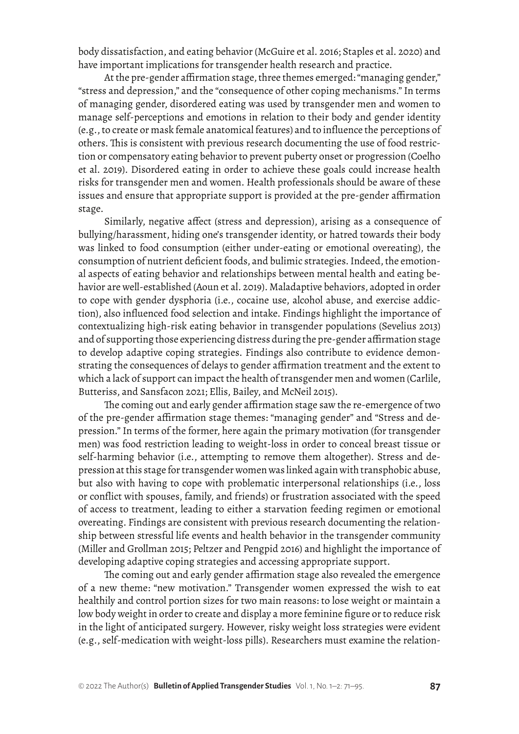body dissatisfaction, and eating behavior (McGuire et al. 2016; Staples et al. 2020) and have important implications for transgender health research and practice.

At the pre-gender affirmation stage, three themes emerged: "managing gender," "stress and depression," and the "consequence of other coping mechanisms." In terms of managing gender, disordered eating was used by transgender men and women to manage self-perceptions and emotions in relation to their body and gender identity (e.g., to create or mask female anatomical features) and to influence the perceptions of others. This is consistent with previous research documenting the use of food restriction or compensatory eating behavior to prevent puberty onset or progression (Coelho et al. 2019). Disordered eating in order to achieve these goals could increase health risks for transgender men and women. Health professionals should be aware of these issues and ensure that appropriate support is provided at the pre-gender affirmation stage.

Similarly, negative affect (stress and depression), arising as a consequence of bullying/harassment, hiding one's transgender identity, or hatred towards their body was linked to food consumption (either under-eating or emotional overeating), the consumption of nutrient deficient foods, and bulimic strategies. Indeed, the emotional aspects of eating behavior and relationships between mental health and eating behavior are well-established (Aoun et al. 2019). Maladaptive behaviors, adopted in order to cope with gender dysphoria (i.e., cocaine use, alcohol abuse, and exercise addiction), also influenced food selection and intake. Findings highlight the importance of contextualizing high-risk eating behavior in transgender populations (Sevelius 2013) and of supporting those experiencing distress during the pre-gender affirmation stage to develop adaptive coping strategies. Findings also contribute to evidence demonstrating the consequences of delays to gender affirmation treatment and the extent to which a lack of support can impact the health of transgender men and women (Carlile, Butteriss, and Sansfacon 2021; Ellis, Bailey, and McNeil 2015).

The coming out and early gender affirmation stage saw the re-emergence of two of the pre-gender affirmation stage themes: "managing gender" and "Stress and depression." In terms of the former, here again the primary motivation (for transgender men) was food restriction leading to weight-loss in order to conceal breast tissue or self-harming behavior (i.e., attempting to remove them altogether). Stress and depression at this stage for transgender women was linked again with transphobic abuse, but also with having to cope with problematic interpersonal relationships (i.e., loss or conflict with spouses, family, and friends) or frustration associated with the speed of access to treatment, leading to either a starvation feeding regimen or emotional overeating. Findings are consistent with previous research documenting the relationship between stressful life events and health behavior in the transgender community (Miller and Grollman 2015; Peltzer and Pengpid 2016) and highlight the importance of developing adaptive coping strategies and accessing appropriate support.

The coming out and early gender affirmation stage also revealed the emergence of a new theme: "new motivation." Transgender women expressed the wish to eat healthily and control portion sizes for two main reasons: to lose weight or maintain a low body weight in order to create and display a more feminine figure or to reduce risk in the light of anticipated surgery. However, risky weight loss strategies were evident (e.g., self-medication with weight-loss pills). Researchers must examine the relation-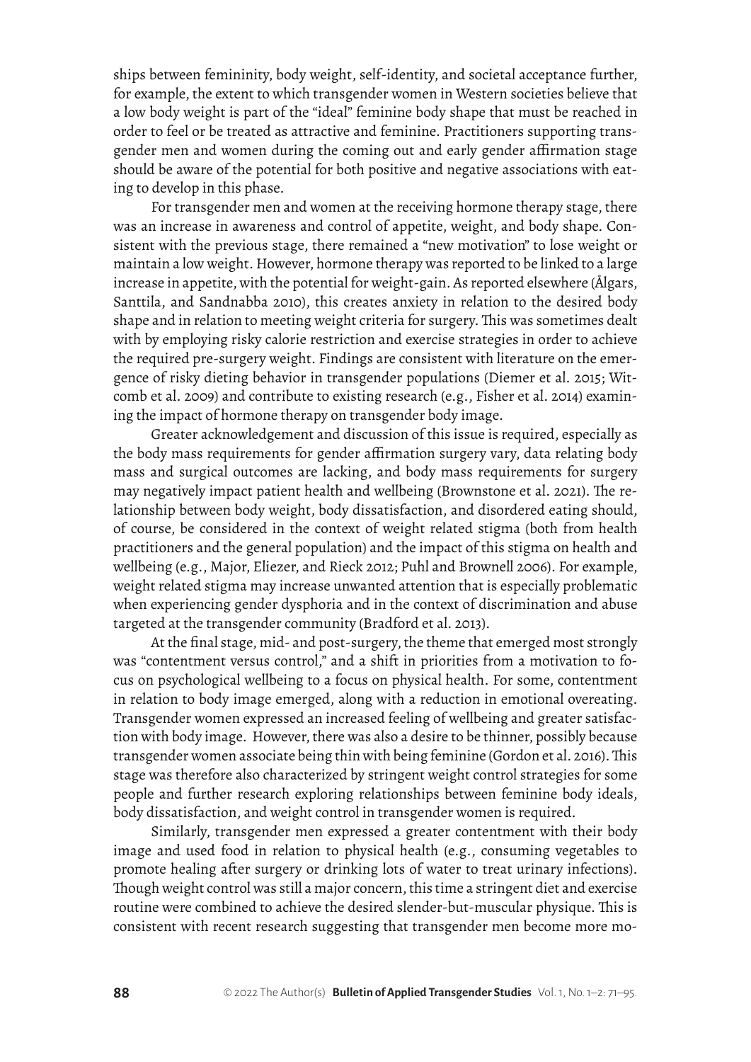ships between femininity, body weight, self-identity, and societal acceptance further, for example, the extent to which transgender women in Western societies believe that a low body weight is part of the "ideal" feminine body shape that must be reached in order to feel or be treated as attractive and feminine. Practitioners supporting transgender men and women during the coming out and early gender affirmation stage should be aware of the potential for both positive and negative associations with eating to develop in this phase.

For transgender men and women at the receiving hormone therapy stage, there was an increase in awareness and control of appetite, weight, and body shape. Consistent with the previous stage, there remained a "new motivation" to lose weight or maintain a low weight. However, hormone therapy was reported to be linked to a large increase in appetite, with the potential for weight-gain. As reported elsewhere (Ålgars, Santtila, and Sandnabba 2010), this creates anxiety in relation to the desired body shape and in relation to meeting weight criteria for surgery. This was sometimes dealt with by employing risky calorie restriction and exercise strategies in order to achieve the required pre-surgery weight. Findings are consistent with literature on the emergence of risky dieting behavior in transgender populations (Diemer et al. 2015; Witcomb et al. 2009) and contribute to existing research (e.g., Fisher et al. 2014) examining the impact of hormone therapy on transgender body image.

Greater acknowledgement and discussion of this issue is required, especially as the body mass requirements for gender affirmation surgery vary, data relating body mass and surgical outcomes are lacking, and body mass requirements for surgery may negatively impact patient health and wellbeing (Brownstone et al. 2021). The relationship between body weight, body dissatisfaction, and disordered eating should, of course, be considered in the context of weight related stigma (both from health practitioners and the general population) and the impact of this stigma on health and wellbeing (e.g., Major, Eliezer, and Rieck 2012; Puhl and Brownell 2006). For example, weight related stigma may increase unwanted attention that is especially problematic when experiencing gender dysphoria and in the context of discrimination and abuse targeted at the transgender community (Bradford et al. 2013).

At the final stage, mid- and post-surgery, the theme that emerged most strongly was "contentment versus control," and a shift in priorities from a motivation to focus on psychological wellbeing to a focus on physical health. For some, contentment in relation to body image emerged, along with a reduction in emotional overeating. Transgender women expressed an increased feeling of wellbeing and greater satisfaction with body image. However, there was also a desire to be thinner, possibly because transgender women associate being thin with being feminine (Gordon et al. 2016). This stage was therefore also characterized by stringent weight control strategies for some people and further research exploring relationships between feminine body ideals, body dissatisfaction, and weight control in transgender women is required.

Similarly, transgender men expressed a greater contentment with their body image and used food in relation to physical health (e.g., consuming vegetables to promote healing after surgery or drinking lots of water to treat urinary infections). Though weight control was still a major concern, this time a stringent diet and exercise routine were combined to achieve the desired slender-but-muscular physique. This is consistent with recent research suggesting that transgender men become more mo-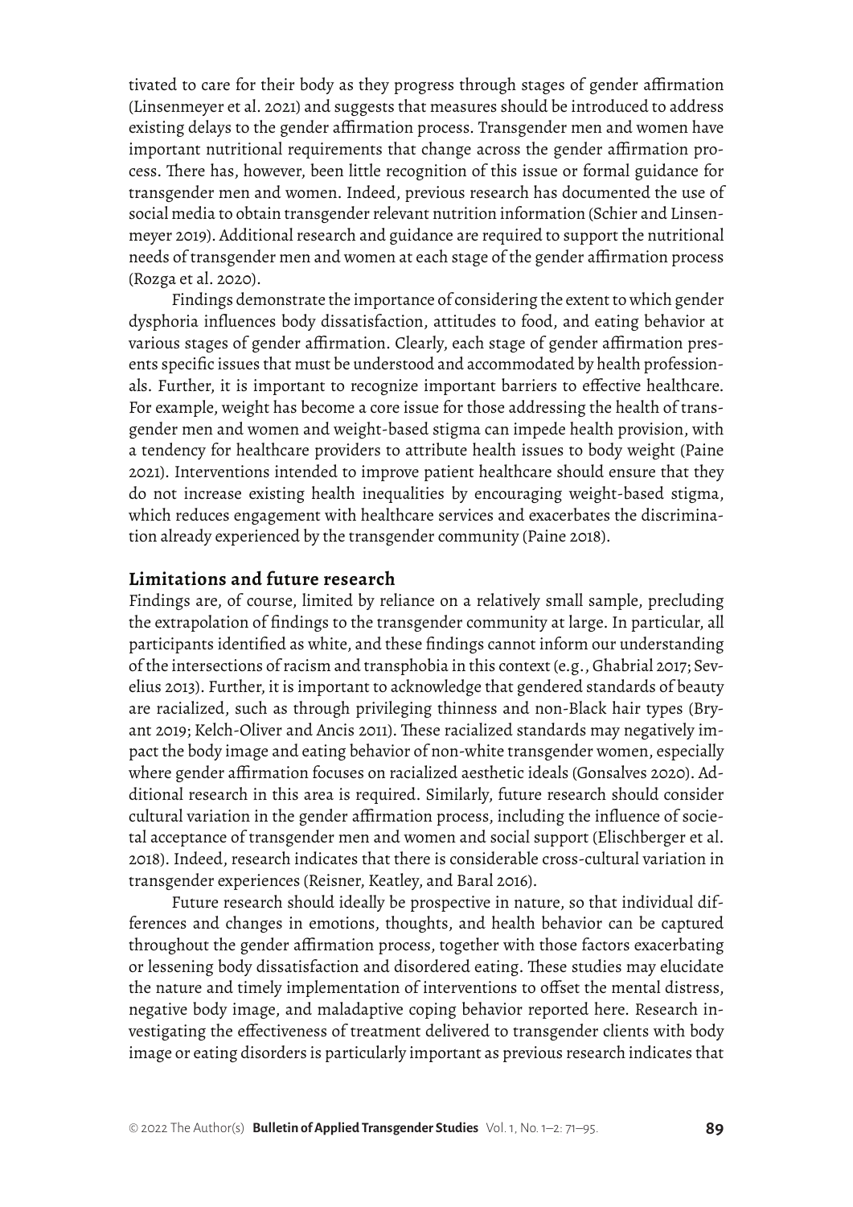tivated to care for their body as they progress through stages of gender affirmation (Linsenmeyer et al. 2021) and suggests that measures should be introduced to address existing delays to the gender affirmation process. Transgender men and women have important nutritional requirements that change across the gender affirmation process. There has, however, been little recognition of this issue or formal guidance for transgender men and women. Indeed, previous research has documented the use of social media to obtain transgender relevant nutrition information (Schier and Linsenmeyer 2019). Additional research and guidance are required to support the nutritional needs of transgender men and women at each stage of the gender affirmation process (Rozga et al. 2020).

Findings demonstrate the importance of considering the extent to which gender dysphoria influences body dissatisfaction, attitudes to food, and eating behavior at various stages of gender affirmation. Clearly, each stage of gender affirmation presents specific issues that must be understood and accommodated by health professionals. Further, it is important to recognize important barriers to effective healthcare. For example, weight has become a core issue for those addressing the health of transgender men and women and weight-based stigma can impede health provision, with a tendency for healthcare providers to attribute health issues to body weight (Paine 2021). Interventions intended to improve patient healthcare should ensure that they do not increase existing health inequalities by encouraging weight-based stigma, which reduces engagement with healthcare services and exacerbates the discrimination already experienced by the transgender community (Paine 2018).

## Limitations and future research

Findings are, of course, limited by reliance on a relatively small sample, precluding the extrapolation of findings to the transgender community at large. In particular, all participants identified as white, and these findings cannot inform our understanding of the intersections of racism and transphobia in this context (e.g., Ghabrial 2017; Sevelius 2013). Further, it is important to acknowledge that gendered standards of beauty are racialized, such as through privileging thinness and non-Black hair types (Bryant 2019; Kelch-Oliver and Ancis 2011). These racialized standards may negatively impact the body image and eating behavior of non-white transgender women, especially where gender affirmation focuses on racialized aesthetic ideals (Gonsalves 2020). Additional research in this area is required. Similarly, future research should consider cultural variation in the gender affirmation process, including the influence of societal acceptance of transgender men and women and social support (Elischberger et al. 2018). Indeed, research indicates that there is considerable cross-cultural variation in transgender experiences (Reisner, Keatley, and Baral 2016).

Future research should ideally be prospective in nature, so that individual differences and changes in emotions, thoughts, and health behavior can be captured throughout the gender affirmation process, together with those factors exacerbating or lessening body dissatisfaction and disordered eating. These studies may elucidate the nature and timely implementation of interventions to offset the mental distress, negative body image, and maladaptive coping behavior reported here. Research investigating the effectiveness of treatment delivered to transgender clients with body image or eating disorders is particularly important as previous research indicates that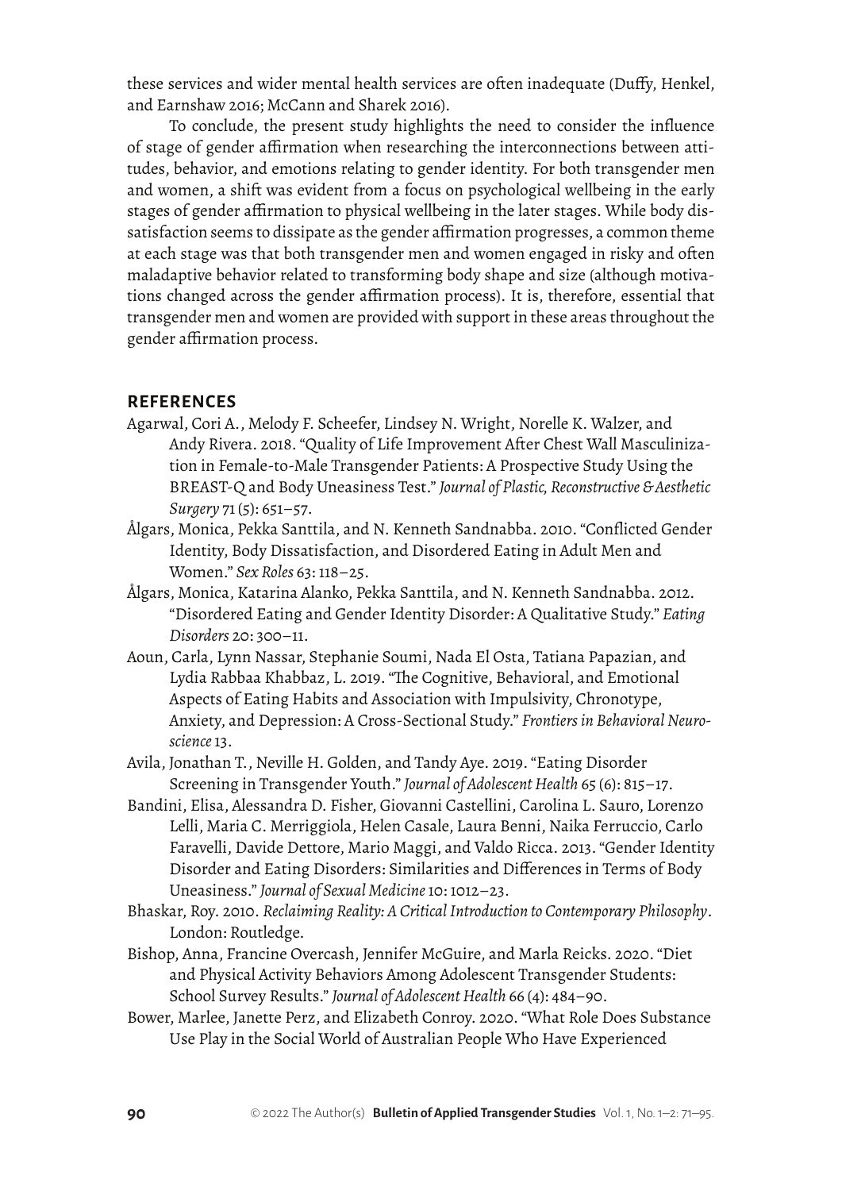these services and wider mental health services are often inadequate (Duffy, Henkel, and Earnshaw 2016; McCann and Sharek 2016).

To conclude, the present study highlights the need to consider the influence of stage of gender affirmation when researching the interconnections between attitudes, behavior, and emotions relating to gender identity. For both transgender men and women, a shift was evident from a focus on psychological wellbeing in the early stages of gender affirmation to physical wellbeing in the later stages. While body dissatisfaction seems to dissipate as the gender affirmation progresses, a common theme at each stage was that both transgender men and women engaged in risky and often maladaptive behavior related to transforming body shape and size (although motivations changed across the gender affirmation process). It is, therefore, essential that transgender men and women are provided with support in these areas throughout the gender affirmation process.

## REFERENCES

Agarwal, Cori A., Melody F. Scheefer, Lindsey N. Wright, Norelle K. Walzer, and Andy Rivera. 2018. "Quality of Life Improvement After Chest Wall Masculinization in Female-to-Male Transgender Patients: A Prospective Study Using the BREAST-Q and Body Uneasiness Test." *Journal of Plastic, Reconstructive & Aesthetic Surgery* 71 (5): 651–57.

Ålgars, Monica, Pekka Santtila, and N. Kenneth Sandnabba. 2010. "Conflicted Gender Identity, Body Dissatisfaction, and Disordered Eating in Adult Men and Women." *Sex Roles* 63: 118–25.

Ålgars, Monica, Katarina Alanko, Pekka Santtila, and N. Kenneth Sandnabba. 2012. "Disordered Eating and Gender Identity Disorder: A Qualitative Study." *Eating Disorders* 20: 300–11.

Aoun, Carla, Lynn Nassar, Stephanie Soumi, Nada El Osta, Tatiana Papazian, and Lydia Rabbaa Khabbaz, L. 2019. "The Cognitive, Behavioral, and Emotional Aspects of Eating Habits and Association with Impulsivity, Chronotype, Anxiety, and Depression: A Cross-Sectional Study." *Frontiers in Behavioral Neuroscience* 13.

Avila, Jonathan T., Neville H. Golden, and Tandy Aye. 2019. "Eating Disorder Screening in Transgender Youth." *Journal of Adolescent Health* 65 (6): 815–17.

Bandini, Elisa, Alessandra D. Fisher, Giovanni Castellini, Carolina L. Sauro, Lorenzo Lelli, Maria C. Merriggiola, Helen Casale, Laura Benni, Naika Ferruccio, Carlo Faravelli, Davide Dettore, Mario Maggi, and Valdo Ricca. 2013. "Gender Identity Disorder and Eating Disorders: Similarities and Differences in Terms of Body Uneasiness." *Journal of Sexual Medicine* 10: 1012–23.

Bhaskar, Roy. 2010. *Reclaiming Reality: A Critical Introduction to Contemporary Philosophy*. London: Routledge.

Bishop, Anna, Francine Overcash, Jennifer McGuire, and Marla Reicks. 2020. "Diet and Physical Activity Behaviors Among Adolescent Transgender Students: School Survey Results." *Journal of Adolescent Health* 66 (4): 484–90.

Bower, Marlee, Janette Perz, and Elizabeth Conroy. 2020. "What Role Does Substance Use Play in the Social World of Australian People Who Have Experienced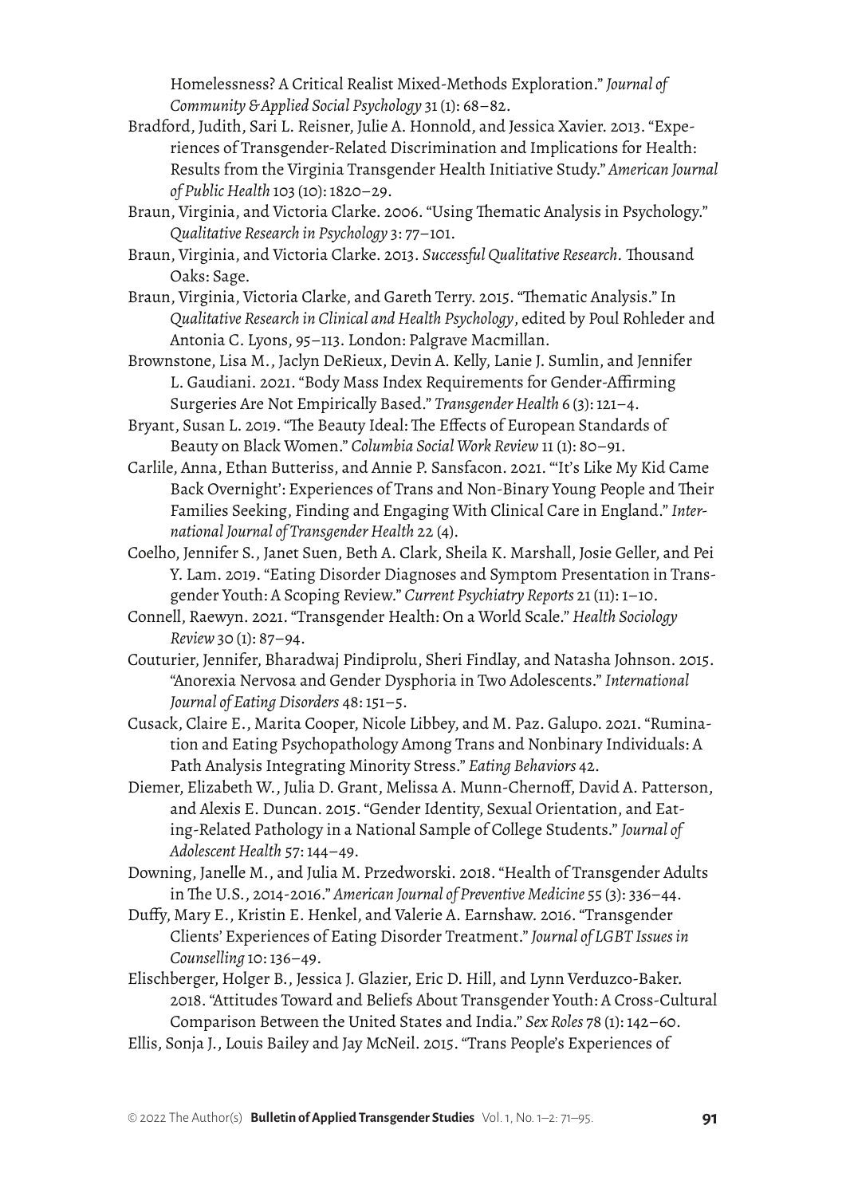Homelessness? A Critical Realist Mixed-Methods Exploration." *Journal of Community & Applied Social Psychology* 31 (1): 68–82.

Bradford, Judith, Sari L. Reisner, Julie A. Honnold, and Jessica Xavier. 2013. "Experiences of Transgender-Related Discrimination and Implications for Health: Results from the Virginia Transgender Health Initiative Study." *American Journal of Public Health* 103 (10): 1820–29.

Braun, Virginia, and Victoria Clarke. 2006. "Using Thematic Analysis in Psychology." *Qualitative Research in Psychology* 3: 77–101.

Braun, Virginia, and Victoria Clarke. 2013. *Successful Qualitative Research*. Thousand Oaks: Sage.

Braun, Virginia, Victoria Clarke, and Gareth Terry. 2015. "Thematic Analysis." In *Qualitative Research in Clinical and Health Psychology*, edited by Poul Rohleder and Antonia C. Lyons, 95–113. London: Palgrave Macmillan.

Brownstone, Lisa M., Jaclyn DeRieux, Devin A. Kelly, Lanie J. Sumlin, and Jennifer L. Gaudiani. 2021. "Body Mass Index Requirements for Gender-Affirming Surgeries Are Not Empirically Based." *Transgender Health* 6 (3): 121–4.

Bryant, Susan L. 2019. "The Beauty Ideal: The Effects of European Standards of Beauty on Black Women." *Columbia Social Work Review* 11 (1): 80–91.

Carlile, Anna, Ethan Butteriss, and Annie P. Sansfacon. 2021. "'It's Like My Kid Came Back Overnight': Experiences of Trans and Non-Binary Young People and Their Families Seeking, Finding and Engaging With Clinical Care in England." *International Journal of Transgender Health* 22 (4).

Coelho, Jennifer S., Janet Suen, Beth A. Clark, Sheila K. Marshall, Josie Geller, and Pei Y. Lam. 2019. "Eating Disorder Diagnoses and Symptom Presentation in Transgender Youth: A Scoping Review." *Current Psychiatry Reports* 21 (11): 1–10.

Connell, Raewyn. 2021. "Transgender Health: On a World Scale." *Health Sociology Review* 30 (1): 87–94.

Couturier, Jennifer, Bharadwaj Pindiprolu, Sheri Findlay, and Natasha Johnson. 2015. "Anorexia Nervosa and Gender Dysphoria in Two Adolescents." *International Journal of Eating Disorders* 48: 151–5.

Cusack, Claire E., Marita Cooper, Nicole Libbey, and M. Paz. Galupo. 2021. "Rumination and Eating Psychopathology Among Trans and Nonbinary Individuals: A Path Analysis Integrating Minority Stress." *Eating Behaviors* 42.

Diemer, Elizabeth W., Julia D. Grant, Melissa A. Munn-Chernoff, David A. Patterson, and Alexis E. Duncan. 2015. "Gender Identity, Sexual Orientation, and Eating-Related Pathology in a National Sample of College Students." *Journal of Adolescent Health* 57: 144–49.

Downing, Janelle M., and Julia M. Przedworski. 2018. "Health of Transgender Adults in The U.S., 2014-2016." *American Journal of Preventive Medicine* 55 (3): 336–44.

Duffy, Mary E., Kristin E. Henkel, and Valerie A. Earnshaw. 2016. "Transgender Clients' Experiences of Eating Disorder Treatment." *Journal of LGBT Issues in Counselling* 10: 136–49.

Elischberger, Holger B., Jessica J. Glazier, Eric D. Hill, and Lynn Verduzco-Baker. 2018. "Attitudes Toward and Beliefs About Transgender Youth: A Cross-Cultural Comparison Between the United States and India." *Sex Roles* 78 (1): 142–60.

Ellis, Sonja J., Louis Bailey and Jay McNeil. 2015. "Trans People's Experiences of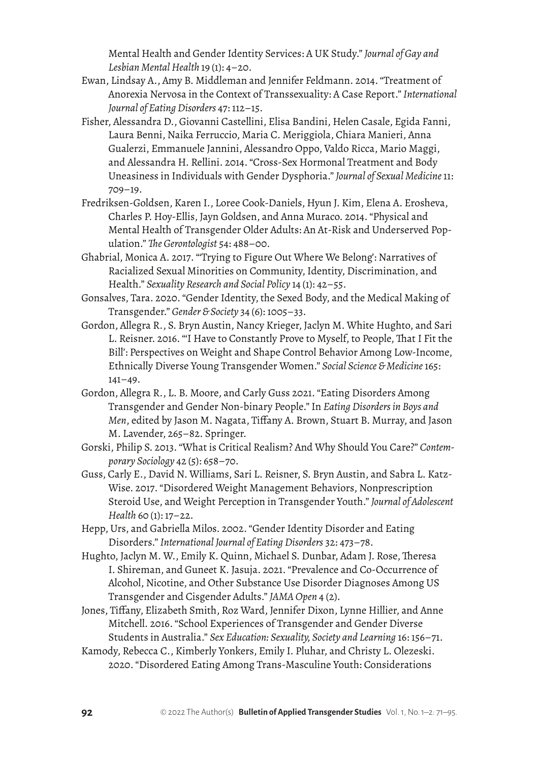Mental Health and Gender Identity Services: A UK Study." *Journal of Gay and Lesbian Mental Health* 19 (1): 4–20.

Ewan, Lindsay A., Amy B. Middleman and Jennifer Feldmann. 2014. "Treatment of Anorexia Nervosa in the Context of Transsexuality: A Case Report." *International Journal of Eating Disorders* 47: 112–15.

Fisher, Alessandra D., Giovanni Castellini, Elisa Bandini, Helen Casale, Egida Fanni, Laura Benni, Naika Ferruccio, Maria C. Meriggiola, Chiara Manieri, Anna Gualerzi, Emmanuele Jannini, Alessandro Oppo, Valdo Ricca, Mario Maggi, and Alessandra H. Rellini. 2014. "Cross-Sex Hormonal Treatment and Body Uneasiness in Individuals with Gender Dysphoria." *Journal of Sexual Medicine* 11: 709–19.

Fredriksen-Goldsen, Karen I., Loree Cook-Daniels, Hyun J. Kim, Elena A. Erosheva, Charles P. Hoy-Ellis, Jayn Goldsen, and Anna Muraco. 2014. "Physical and Mental Health of Transgender Older Adults: An At-Risk and Underserved Population." *The Gerontologist* 54: 488–00.

Ghabrial, Monica A. 2017. "'Trying to Figure Out Where We Belong': Narratives of Racialized Sexual Minorities on Community, Identity, Discrimination, and Health." *Sexuality Research and Social Policy* 14 (1): 42–55.

Gonsalves, Tara. 2020. "Gender Identity, the Sexed Body, and the Medical Making of Transgender." *Gender & Society* 34 (6): 1005–33.

Gordon, Allegra R., S. Bryn Austin, Nancy Krieger, Jaclyn M. White Hughto, and Sari L. Reisner. 2016. "'I Have to Constantly Prove to Myself, to People, That I Fit the Bill': Perspectives on Weight and Shape Control Behavior Among Low-Income, Ethnically Diverse Young Transgender Women." *Social Science & Medicine* 165: 141–49.

Gordon, Allegra R., L. B. Moore, and Carly Guss 2021. "Eating Disorders Among Transgender and Gender Non-binary People." In *Eating Disorders in Boys and Men*, edited by Jason M. Nagata, Tiffany A. Brown, Stuart B. Murray, and Jason M. Lavender, 265–82. Springer.

Gorski, Philip S. 2013. "What is Critical Realism? And Why Should You Care?" *Contemporary Sociology* 42 (5): 658–70.

Guss, Carly E., David N. Williams, Sari L. Reisner, S. Bryn Austin, and Sabra L. Katz-Wise. 2017. "Disordered Weight Management Behaviors, Nonprescription Steroid Use, and Weight Perception in Transgender Youth." *Journal of Adolescent Health* 60 (1): 17–22.

Hepp, Urs, and Gabriella Milos. 2002. "Gender Identity Disorder and Eating Disorders." *International Journal of Eating Disorders* 32: 473–78.

Hughto, Jaclyn M. W., Emily K. Quinn, Michael S. Dunbar, Adam J. Rose, Theresa I. Shireman, and Guneet K. Jasuja. 2021. "Prevalence and Co-Occurrence of Alcohol, Nicotine, and Other Substance Use Disorder Diagnoses Among US Transgender and Cisgender Adults." *JAMA Open* 4 (2).

Jones, Tiffany, Elizabeth Smith, Roz Ward, Jennifer Dixon, Lynne Hillier, and Anne Mitchell. 2016. "School Experiences of Transgender and Gender Diverse Students in Australia." *Sex Education: Sexuality, Society and Learning* 16: 156–71.

Kamody, Rebecca C., Kimberly Yonkers, Emily I. Pluhar, and Christy L. Olezeski. 2020. "Disordered Eating Among Trans-Masculine Youth: Considerations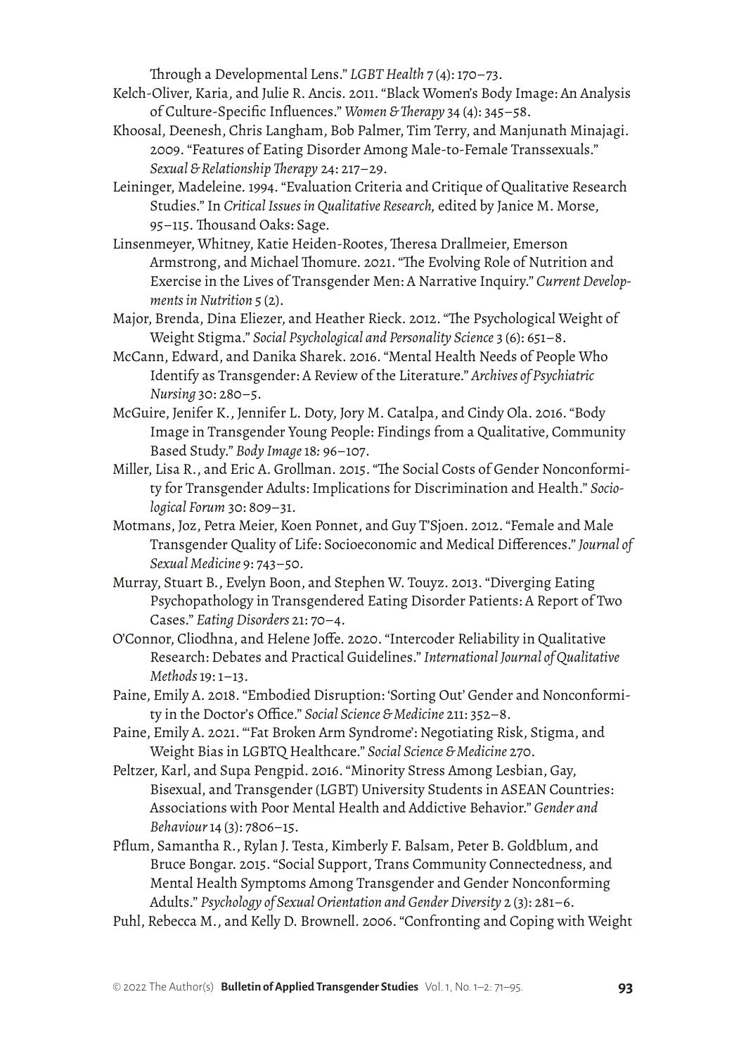Through a Developmental Lens." *LGBT Health* 7 (4): 170–73.

Kelch-Oliver, Karia, and Julie R. Ancis. 2011. "Black Women's Body Image: An Analysis of Culture-Specific Influences." *Women & Therapy* 34 (4): 345–58.

Khoosal, Deenesh, Chris Langham, Bob Palmer, Tim Terry, and Manjunath Minajagi. 2009. "Features of Eating Disorder Among Male-to-Female Transsexuals." *Sexual & Relationship Therapy* 24: 217–29.

Leininger, Madeleine. 1994. "Evaluation Criteria and Critique of Qualitative Research Studies." In *Critical Issues in Qualitative Research*, edited by Janice M. Morse, 95–115. Thousand Oaks: Sage.

Linsenmeyer, Whitney, Katie Heiden-Rootes, Theresa Drallmeier, Emerson Armstrong, and Michael Thomure. 2021. "The Evolving Role of Nutrition and Exercise in the Lives of Transgender Men: A Narrative Inquiry." *Current Developments in Nutrition* 5 (2).

Major, Brenda, Dina Eliezer, and Heather Rieck. 2012. "The Psychological Weight of Weight Stigma." *Social Psychological and Personality Science* 3 (6): 651–8.

McCann, Edward, and Danika Sharek. 2016. "Mental Health Needs of People Who Identify as Transgender: A Review of the Literature." *Archives of Psychiatric Nursing* 30: 280–5.

McGuire, Jenifer K., Jennifer L. Doty, Jory M. Catalpa, and Cindy Ola. 2016. "Body Image in Transgender Young People: Findings from a Qualitative, Community Based Study." *Body Image* 18: 96–107.

Miller, Lisa R., and Eric A. Grollman. 2015. "The Social Costs of Gender Nonconformity for Transgender Adults: Implications for Discrimination and Health." *Sociological Forum* 30: 809–31.

Motmans, Joz, Petra Meier, Koen Ponnet, and Guy T'Sjoen. 2012. "Female and Male Transgender Quality of Life: Socioeconomic and Medical Differences." *Journal of Sexual Medicine* 9: 743–50.

Murray, Stuart B., Evelyn Boon, and Stephen W. Touyz. 2013. "Diverging Eating Psychopathology in Transgendered Eating Disorder Patients: A Report of Two Cases." *Eating Disorders* 21: 70–4.

O'Connor, Cliodhna, and Helene Joffe. 2020. "Intercoder Reliability in Qualitative Research: Debates and Practical Guidelines." *International Journal of Qualitative Methods* 19: 1–13.

Paine, Emily A. 2018. "Embodied Disruption: 'Sorting Out' Gender and Nonconformity in the Doctor's Office." *Social Science & Medicine* 211: 352–8.

Paine, Emily A. 2021. "'Fat Broken Arm Syndrome': Negotiating Risk, Stigma, and Weight Bias in LGBTQ Healthcare." *Social Science & Medicine* 270.

Peltzer, Karl, and Supa Pengpid. 2016. "Minority Stress Among Lesbian, Gay, Bisexual, and Transgender (LGBT) University Students in ASEAN Countries: Associations with Poor Mental Health and Addictive Behavior." *Gender and Behaviour* 14 (3): 7806–15.

Pflum, Samantha R., Rylan J. Testa, Kimberly F. Balsam, Peter B. Goldblum, and Bruce Bongar. 2015. "Social Support, Trans Community Connectedness, and Mental Health Symptoms Among Transgender and Gender Nonconforming Adults." *Psychology of Sexual Orientation and Gender Diversity* 2 (3): 281–6.

Puhl, Rebecca M., and Kelly D. Brownell. 2006. "Confronting and Coping with Weight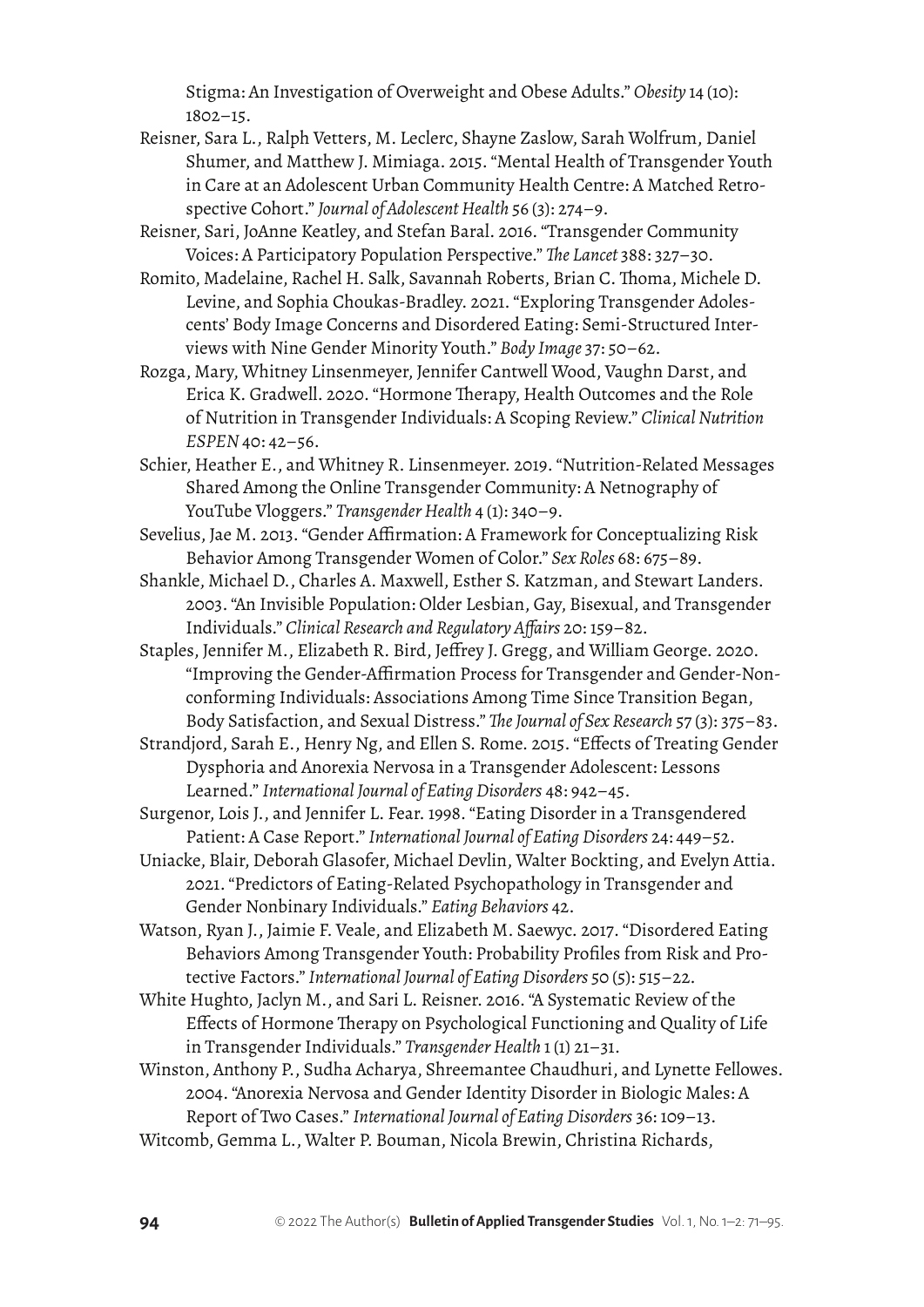Stigma: An Investigation of Overweight and Obese Adults." *Obesity* 14 (10): 1802–15.

Reisner, Sara L., Ralph Vetters, M. Leclerc, Shayne Zaslow, Sarah Wolfrum, Daniel Shumer, and Matthew J. Mimiaga. 2015. "Mental Health of Transgender Youth in Care at an Adolescent Urban Community Health Centre: A Matched Retrospective Cohort." *Journal of Adolescent Health* 56 (3): 274–9.

Reisner, Sari, JoAnne Keatley, and Stefan Baral. 2016. "Transgender Community Voices: A Participatory Population Perspective." *The Lancet* 388: 327–30.

Romito, Madelaine, Rachel H. Salk, Savannah Roberts, Brian C. Thoma, Michele D. Levine, and Sophia Choukas-Bradley. 2021. "Exploring Transgender Adolescents' Body Image Concerns and Disordered Eating: Semi-Structured Interviews with Nine Gender Minority Youth." *Body Image* 37: 50–62.

Rozga, Mary, Whitney Linsenmeyer, Jennifer Cantwell Wood, Vaughn Darst, and Erica K. Gradwell. 2020. "Hormone Therapy, Health Outcomes and the Role of Nutrition in Transgender Individuals: A Scoping Review." *Clinical Nutrition ESPEN* 40: 42–56.

Schier, Heather E., and Whitney R. Linsenmeyer. 2019. "Nutrition-Related Messages Shared Among the Online Transgender Community: A Netnography of YouTube Vloggers." *Transgender Health* 4 (1): 340–9.

Sevelius, Jae M. 2013. "Gender Affirmation: A Framework for Conceptualizing Risk Behavior Among Transgender Women of Color." *Sex Roles* 68: 675–89.

Shankle, Michael D., Charles A. Maxwell, Esther S. Katzman, and Stewart Landers. 2003. "An Invisible Population: Older Lesbian, Gay, Bisexual, and Transgender Individuals." *Clinical Research and Regulatory Affairs* 20: 159–82.

Staples, Jennifer M., Elizabeth R. Bird, Jeffrey J. Gregg, and William George. 2020. "Improving the Gender-Affirmation Process for Transgender and Gender-Nonconforming Individuals: Associations Among Time Since Transition Began, Body Satisfaction, and Sexual Distress." *The Journal of Sex Research* 57 (3): 375–83.

Strandjord, Sarah E., Henry Ng, and Ellen S. Rome. 2015. "Effects of Treating Gender Dysphoria and Anorexia Nervosa in a Transgender Adolescent: Lessons Learned." *International Journal of Eating Disorders* 48: 942–45.

Surgenor, Lois J., and Jennifer L. Fear. 1998. "Eating Disorder in a Transgendered Patient: A Case Report." *International Journal of Eating Disorders* 24: 449–52.

Uniacke, Blair, Deborah Glasofer, Michael Devlin, Walter Bockting, and Evelyn Attia. 2021. "Predictors of Eating-Related Psychopathology in Transgender and Gender Nonbinary Individuals." *Eating Behaviors* 42.

Watson, Ryan J., Jaimie F. Veale, and Elizabeth M. Saewyc. 2017. "Disordered Eating Behaviors Among Transgender Youth: Probability Profiles from Risk and Protective Factors." *International Journal of Eating Disorders* 50 (5): 515–22.

White Hughto, Jaclyn M., and Sari L. Reisner. 2016. "A Systematic Review of the Effects of Hormone Therapy on Psychological Functioning and Quality of Life in Transgender Individuals." *Transgender Health* 1 (1) 21–31.

Winston, Anthony P., Sudha Acharya, Shreemantee Chaudhuri, and Lynette Fellowes. 2004. "Anorexia Nervosa and Gender Identity Disorder in Biologic Males: A Report of Two Cases." *International Journal of Eating Disorders* 36: 109–13.

Witcomb, Gemma L., Walter P. Bouman, Nicola Brewin, Christina Richards,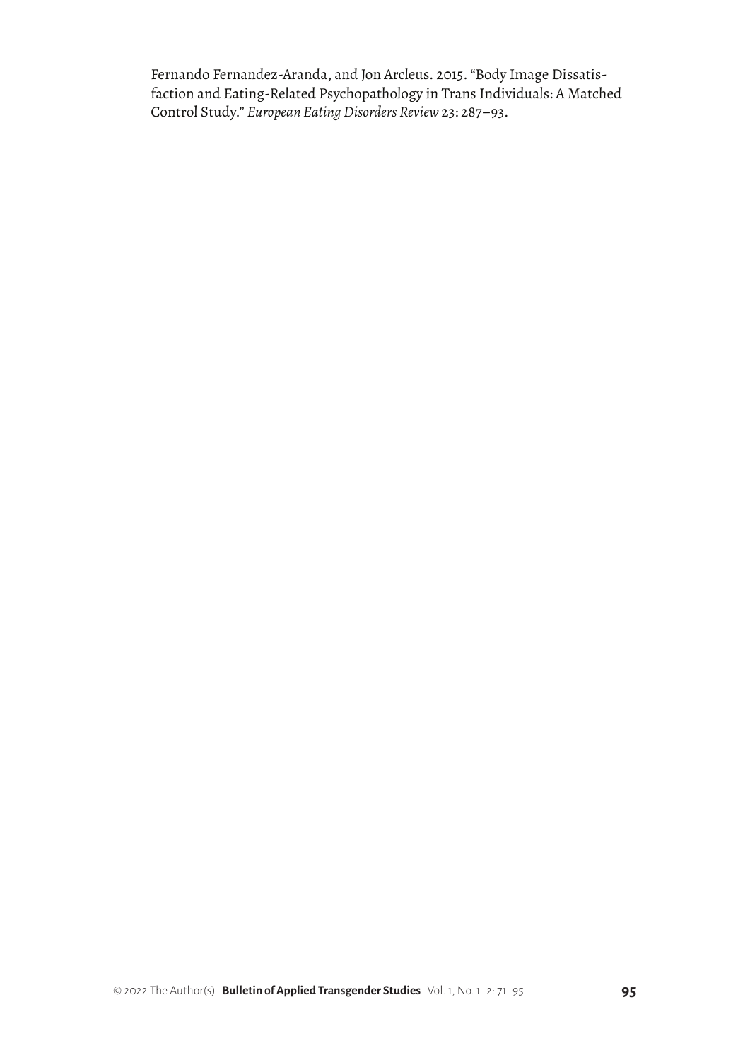Fernando Fernandez-Aranda, and Jon Arcleus. 2015. "Body Image Dissatisfaction and Eating-Related Psychopathology in Trans Individuals: A Matched Control Study." *European Eating Disorders Review* 23: 287–93.